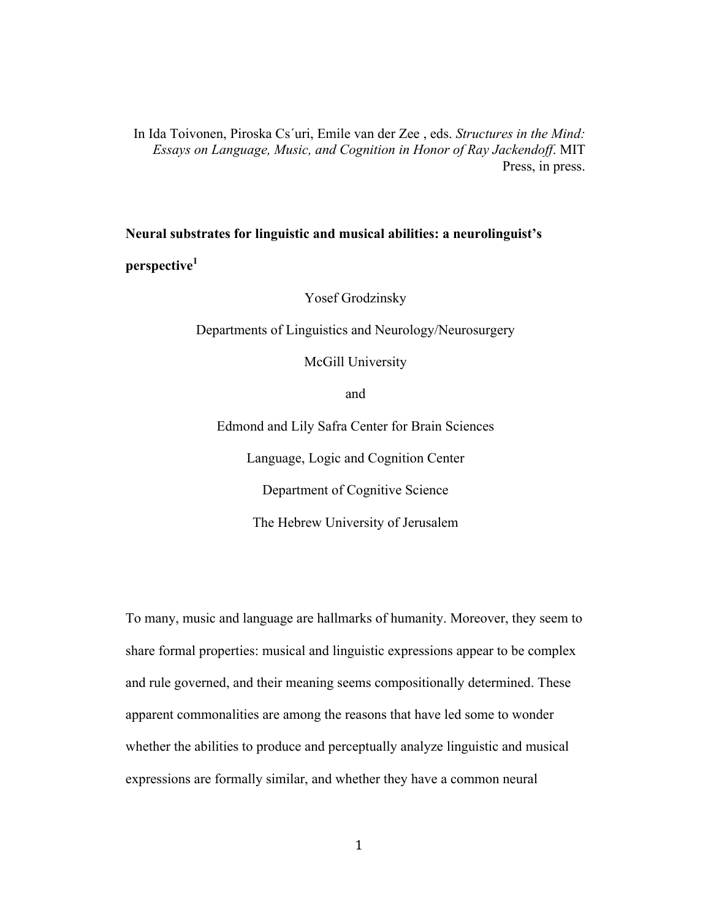In Ida Toivonen, Piroska Cs´uri, Emile van der Zee , eds. *Structures in the Mind: Essays on Language, Music, and Cognition in Honor of Ray Jackendoff*. MIT Press, in press.

**Neural substrates for linguistic and musical abilities: a neurolinguist's perspective**[1]

Yosef Grodzinsky

Departments of Linguistics and Neurology/Neurosurgery

McGill University

and

Edmond and Lily Safra Center for Brain Sciences

Language, Logic and Cognition Center

Department of Cognitive Science

The Hebrew University of Jerusalem

To many, music and language are hallmarks of humanity. Moreover, they seem to share formal properties: musical and linguistic expressions appear to be complex and rule governed, and their meaning seems compositionally determined. These apparent commonalities are among the reasons that have led some to wonder whether the abilities to produce and perceptually analyze linguistic and musical expressions are formally similar, and whether they have a common neural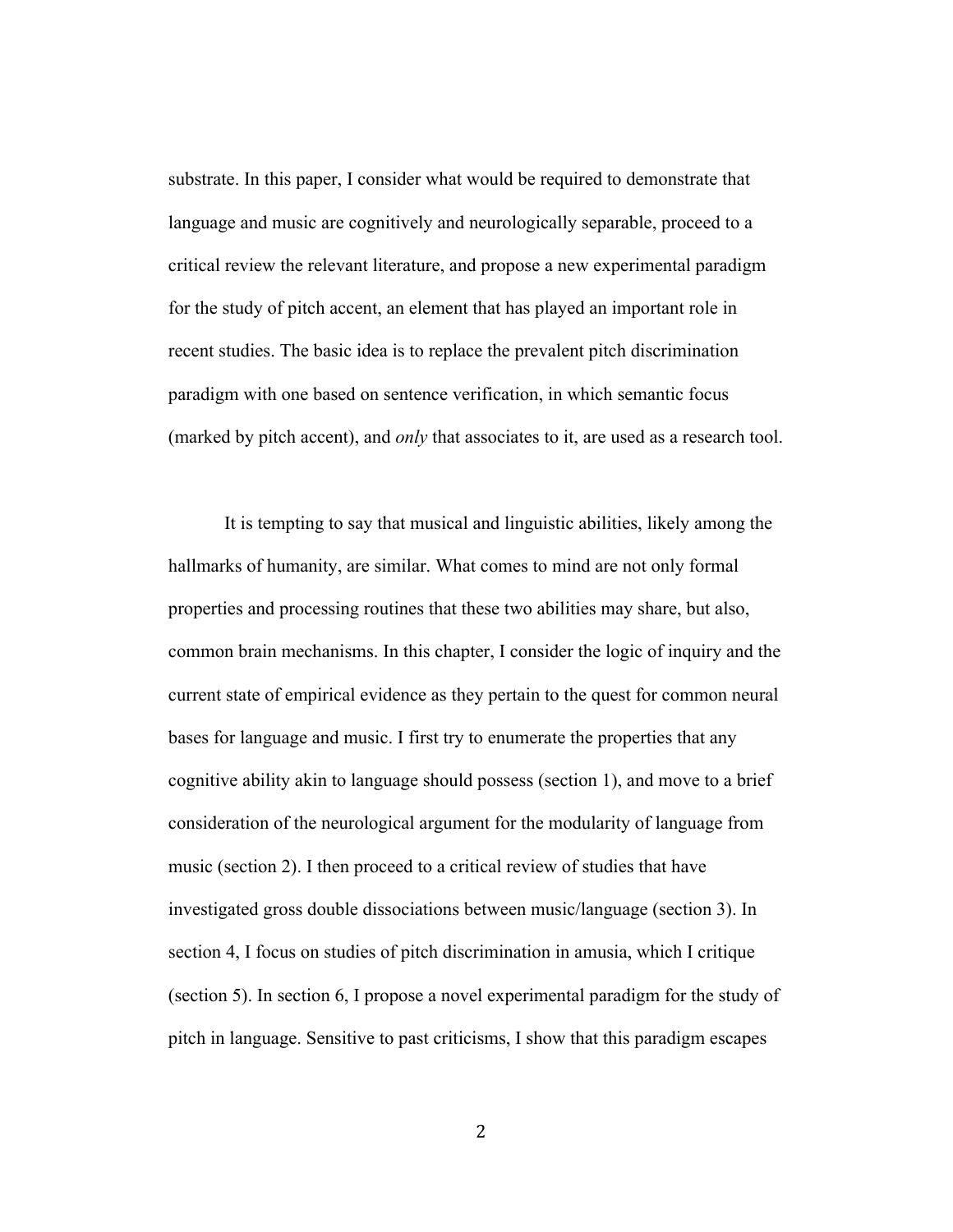substrate. In this paper, I consider what would be required to demonstrate that language and music are cognitively and neurologically separable, proceed to a critical review the relevant literature, and propose a new experimental paradigm for the study of pitch accent, an element that has played an important role in recent studies. The basic idea is to replace the prevalent pitch discrimination paradigm with one based on sentence verification, in which semantic focus (marked by pitch accent), and *only* that associates to it, are used as a research tool.

It is tempting to say that musical and linguistic abilities, likely among the hallmarks of humanity, are similar. What comes to mind are not only formal properties and processing routines that these two abilities may share, but also, common brain mechanisms. In this chapter, I consider the logic of inquiry and the current state of empirical evidence as they pertain to the quest for common neural bases for language and music. I first try to enumerate the properties that any cognitive ability akin to language should possess (section 1), and move to a brief consideration of the neurological argument for the modularity of language from music (section 2). I then proceed to a critical review of studies that have investigated gross double dissociations between music/language (section 3). In section 4, I focus on studies of pitch discrimination in amusia, which I critique (section 5). In section 6, I propose a novel experimental paradigm for the study of pitch in language. Sensitive to past criticisms, I show that this paradigm escapes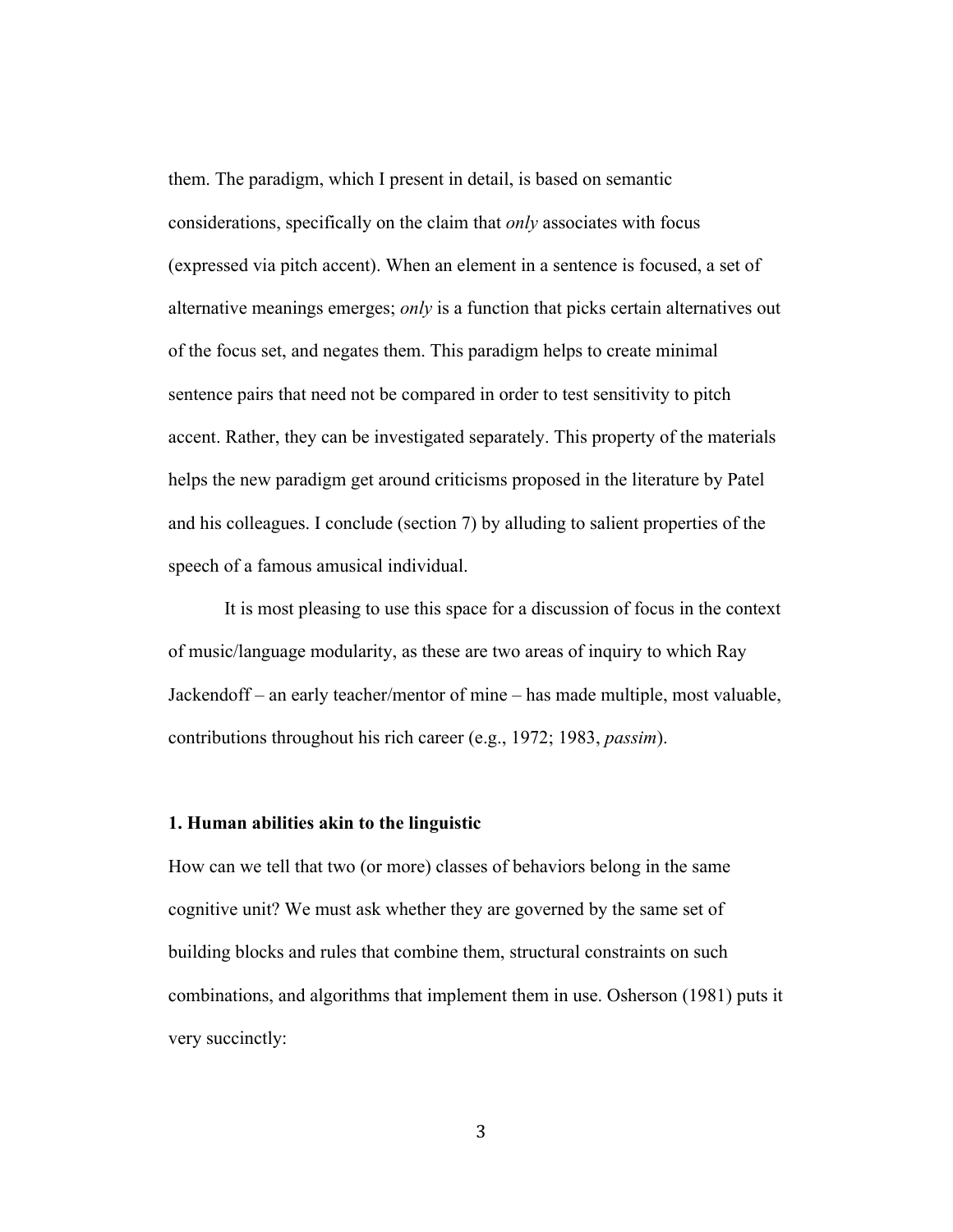them. The paradigm, which I present in detail, is based on semantic considerations, specifically on the claim that *only* associates with focus (expressed via pitch accent). When an element in a sentence is focused, a set of alternative meanings emerges; *only* is a function that picks certain alternatives out of the focus set, and negates them. This paradigm helps to create minimal sentence pairs that need not be compared in order to test sensitivity to pitch accent. Rather, they can be investigated separately. This property of the materials helps the new paradigm get around criticisms proposed in the literature by Patel and his colleagues. I conclude (section 7) by alluding to salient properties of the speech of a famous amusical individual.

It is most pleasing to use this space for a discussion of focus in the context of music/language modularity, as these are two areas of inquiry to which Ray Jackendoff – an early teacher/mentor of mine – has made multiple, most valuable, contributions throughout his rich career (e.g., 1972; 1983, *passim*).

## 1. Human abilities akin to the linguistic

How can we tell that two (or more) classes of behaviors belong in the same cognitive unit? We must ask whether they are governed by the same set of building blocks and rules that combine them, structural constraints on such combinations, and algorithms that implement them in use. Osherson (1981) puts it very succinctly: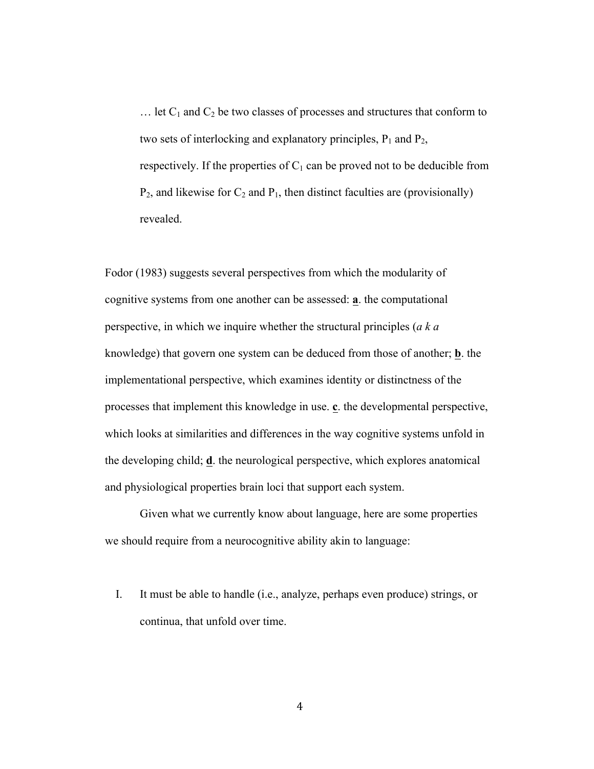> … let $C_1$ and $C_2$ be two classes of processes and structures that conform to two sets of interlocking and explanatory principles, $P_1$ and $P_2$, respectively. If the properties of $C_1$ can be proved not to be deducible from $P_2$, and likewise for $C_2$ and $P_1$, then distinct faculties are (provisionally) revealed.

Fodor (1983) suggests several perspectives from which the modularity of cognitive systems from one another can be assessed: **a**. the computational perspective, in which we inquire whether the structural principles (*a k a* knowledge) that govern one system can be deduced from those of another; **b**. the implementational perspective, which examines identity or distinctness of the processes that implement this knowledge in use. **c**. the developmental perspective, which looks at similarities and differences in the way cognitive systems unfold in the developing child; **d**. the neurological perspective, which explores anatomical and physiological properties brain loci that support each system.

Given what we currently know about language, here are some properties we should require from a neurocognitive ability akin to language:

I. It must be able to handle (i.e., analyze, perhaps even produce) strings, or continua, that unfold over time.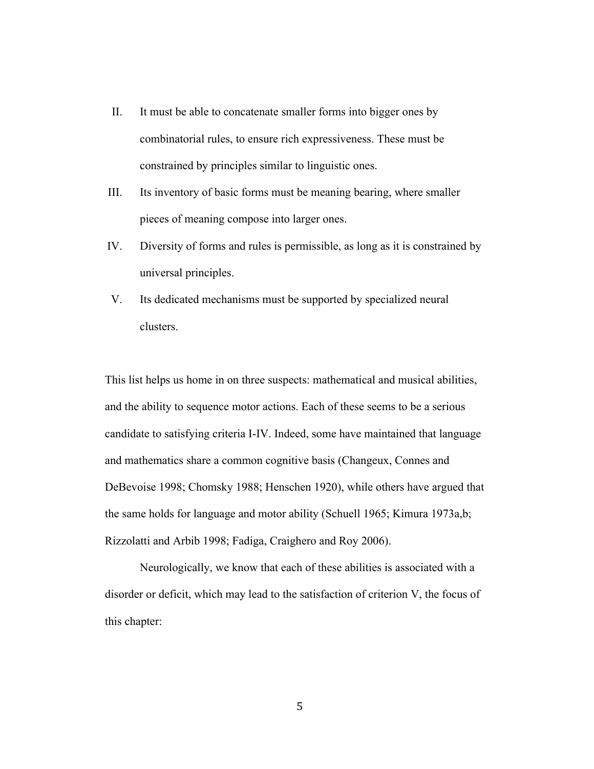II. It must be able to concatenate smaller forms into bigger ones by combinatorial rules, to ensure rich expressiveness. These must be constrained by principles similar to linguistic ones.
III. Its inventory of basic forms must be meaning bearing, where smaller pieces of meaning compose into larger ones.
IV. Diversity of forms and rules is permissible, as long as it is constrained by universal principles.
V. Its dedicated mechanisms must be supported by specialized neural clusters.

This list helps us home in on three suspects: mathematical and musical abilities, and the ability to sequence motor actions. Each of these seems to be a serious candidate to satisfying criteria I-IV. Indeed, some have maintained that language and mathematics share a common cognitive basis (Changeux, Connes and DeBevoise 1998; Chomsky 1988; Henschen 1920), while others have argued that the same holds for language and motor ability (Schuell 1965; Kimura 1973a,b; Rizzolatti and Arbib 1998; Fadiga, Craighero and Roy 2006).

Neurologically, we know that each of these abilities is associated with a disorder or deficit, which may lead to the satisfaction of criterion V, the focus of this chapter: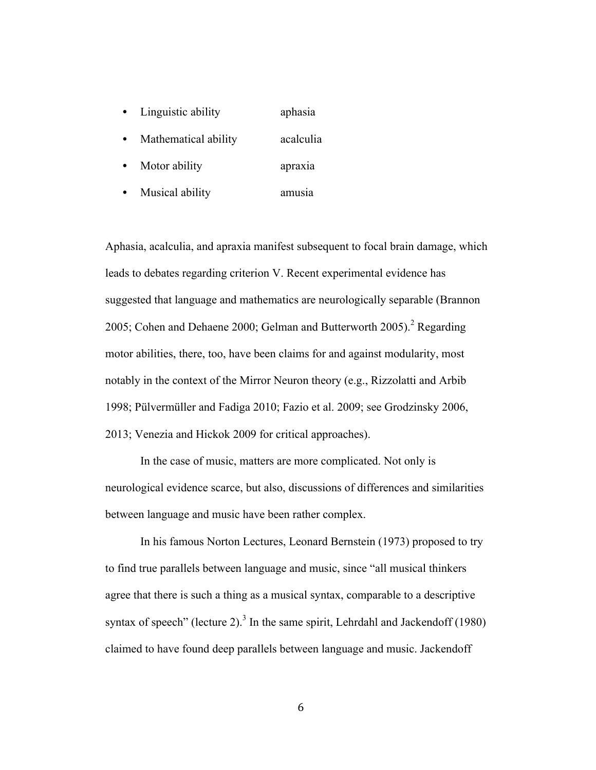- Linguistic ability aphasia
- Mathematical ability acalculia
- Motor ability apraxia
- Musical ability amusia

Aphasia, acalculia, and apraxia manifest subsequent to focal brain damage, which leads to debates regarding criterion V. Recent experimental evidence has suggested that language and mathematics are neurologically separable (Brannon 2005; Cohen and Dehaene 2000; Gelman and Butterworth 2005).[2] Regarding motor abilities, there, too, have been claims for and against modularity, most notably in the context of the Mirror Neuron theory (e.g., Rizzolatti and Arbib 1998; Pülvermüller and Fadiga 2010; Fazio et al. 2009; see Grodzinsky 2006, 2013; Venezia and Hickok 2009 for critical approaches).

In the case of music, matters are more complicated. Not only is neurological evidence scarce, but also, discussions of differences and similarities between language and music have been rather complex.

In his famous Norton Lectures, Leonard Bernstein (1973) proposed to try to find true parallels between language and music, since "all musical thinkers agree that there is such a thing as a musical syntax, comparable to a descriptive syntax of speech" (lecture 2).[3] In the same spirit, Lehrdahl and Jackendoff (1980) claimed to have found deep parallels between language and music. Jackendoff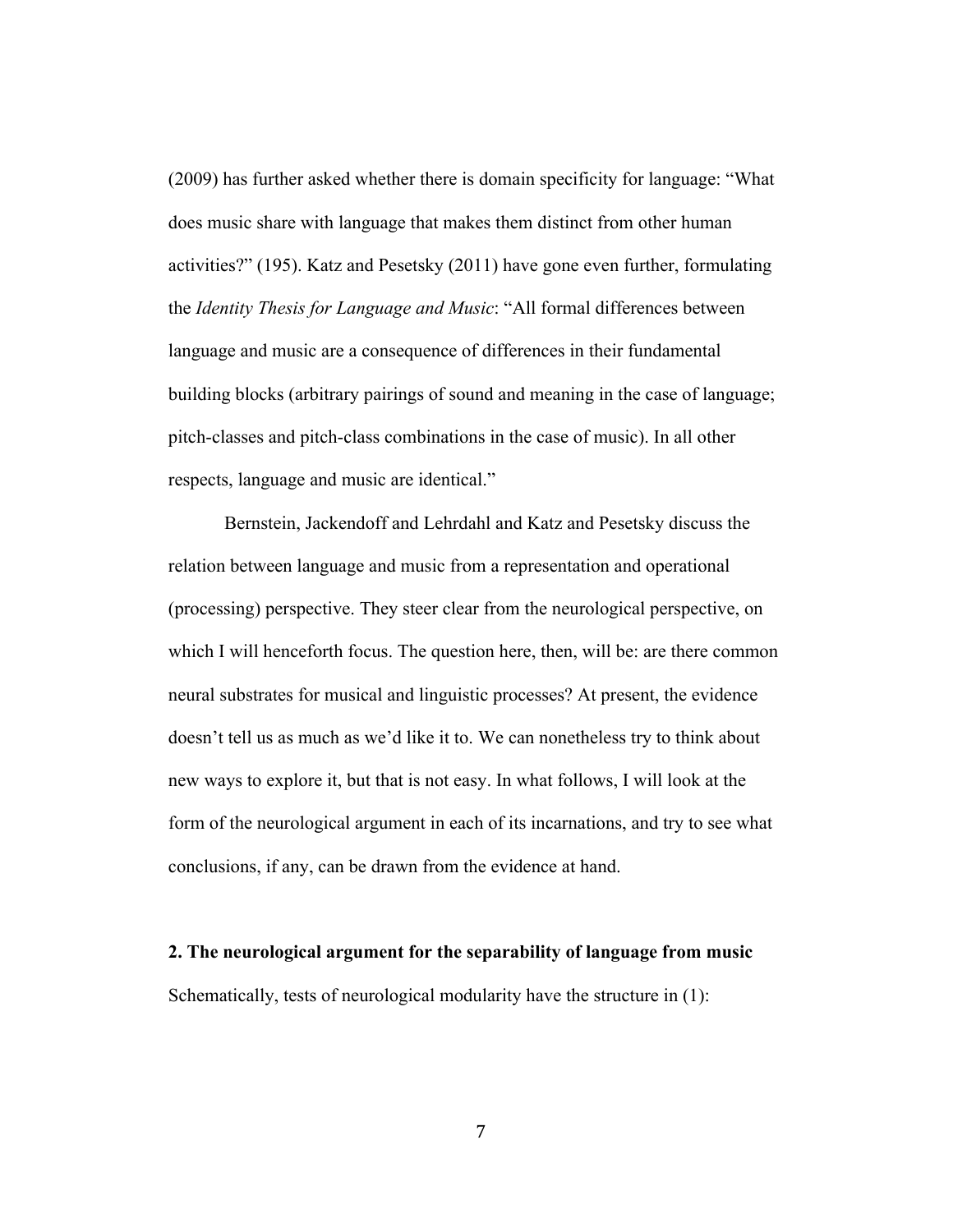(2009) has further asked whether there is domain specificity for language: "What does music share with language that makes them distinct from other human activities?" (195). Katz and Pesetsky (2011) have gone even further, formulating the *Identity Thesis for Language and Music*: "All formal differences between language and music are a consequence of differences in their fundamental building blocks (arbitrary pairings of sound and meaning in the case of language; pitch-classes and pitch-class combinations in the case of music). In all other respects, language and music are identical."

Bernstein, Jackendoff and Lehrdahl and Katz and Pesetsky discuss the relation between language and music from a representation and operational (processing) perspective. They steer clear from the neurological perspective, on which I will henceforth focus. The question here, then, will be: are there common neural substrates for musical and linguistic processes? At present, the evidence doesn't tell us as much as we'd like it to. We can nonetheless try to think about new ways to explore it, but that is not easy. In what follows, I will look at the form of the neurological argument in each of its incarnations, and try to see what conclusions, if any, can be drawn from the evidence at hand.

## 2. The neurological argument for the separability of language from music

Schematically, tests of neurological modularity have the structure in (1):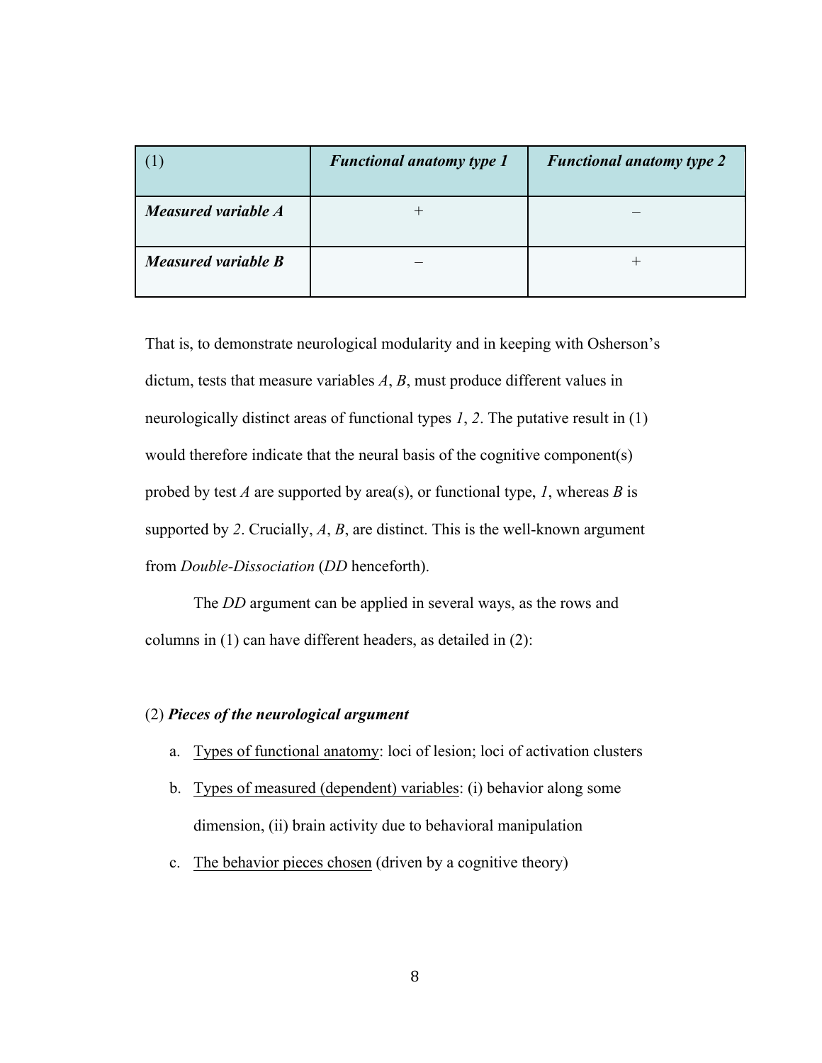| (1) | ***Functional anatomy type 1*** | ***Functional anatomy type 2*** |
|---|---|---|
| ***Measured variable A*** | + | – |
| ***Measured variable B*** | – | + |

That is, to demonstrate neurological modularity and in keeping with Osherson's dictum, tests that measure variables *A*, *B*, must produce different values in neurologically distinct areas of functional types *1*, *2*. The putative result in (1) would therefore indicate that the neural basis of the cognitive component(s) probed by test *A* are supported by area(s), or functional type, *1*, whereas *B* is supported by *2*. Crucially, *A*, *B*, are distinct. This is the well-known argument from *Double-Dissociation* (*DD* henceforth).

The *DD* argument can be applied in several ways, as the rows and columns in (1) can have different headers, as detailed in (2):

(2) ***Pieces of the neurological argument***

a. <u>Types of functional anatomy</u>: loci of lesion; loci of activation clusters
b. <u>Types of measured (dependent) variables</u>: (i) behavior along some dimension, (ii) brain activity due to behavioral manipulation
c. <u>The behavior pieces chosen</u> (driven by a cognitive theory)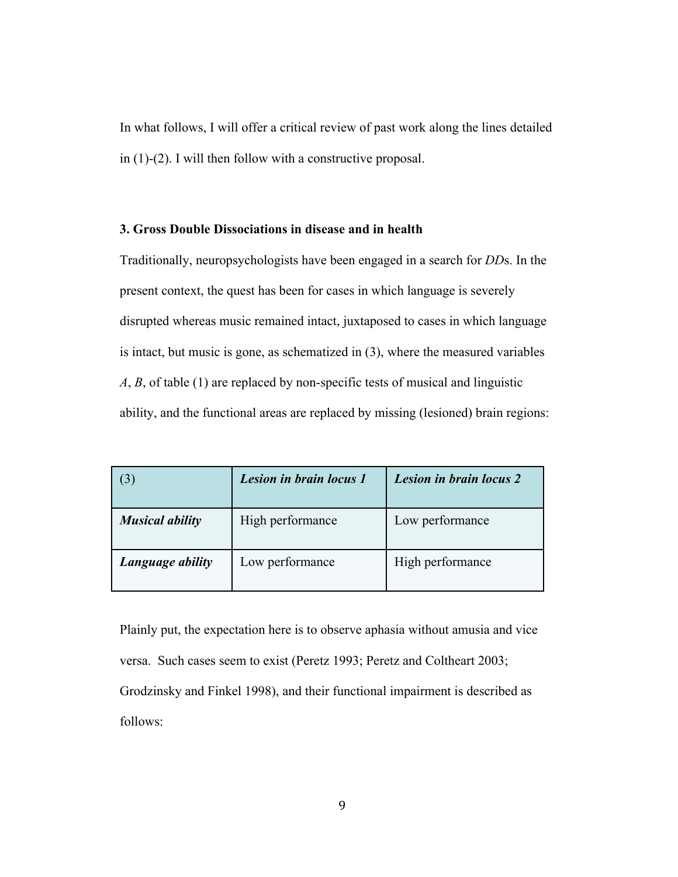In what follows, I will offer a critical review of past work along the lines detailed in (1)-(2). I will then follow with a constructive proposal.

### 3. Gross Double Dissociations in disease and in health

Traditionally, neuropsychologists have been engaged in a search for *DD*s. In the present context, the quest has been for cases in which language is severely disrupted whereas music remained intact, juxtaposed to cases in which language is intact, but music is gone, as schematized in (3), where the measured variables *A*, *B*, of table (1) are replaced by non-specific tests of musical and linguistic ability, and the functional areas are replaced by missing (lesioned) brain regions:

| (3) | ***Lesion in brain locus 1*** | ***Lesion in brain locus 2*** |
|---|---|---|
| ***Musical ability*** | High performance | Low performance |
| ***Language ability*** | Low performance | High performance |

Plainly put, the expectation here is to observe aphasia without amusia and vice versa. Such cases seem to exist (Peretz 1993; Peretz and Coltheart 2003; Grodzinsky and Finkel 1998), and their functional impairment is described as follows: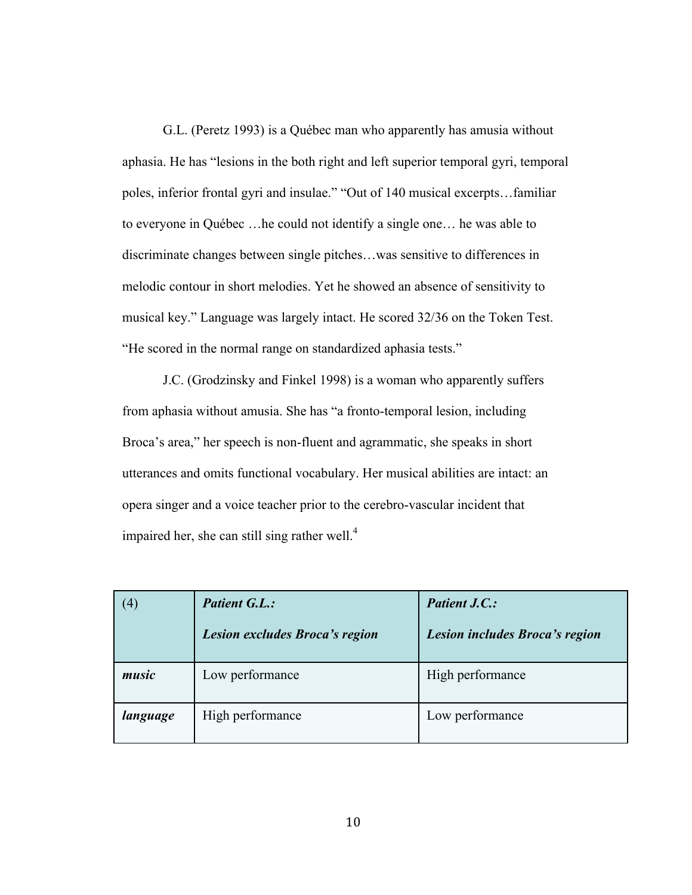G.L. (Peretz 1993) is a Québec man who apparently has amusia without aphasia. He has "lesions in the both right and left superior temporal gyri, temporal poles, inferior frontal gyri and insulae." "Out of 140 musical excerpts…familiar to everyone in Québec …he could not identify a single one… he was able to discriminate changes between single pitches…was sensitive to differences in melodic contour in short melodies. Yet he showed an absence of sensitivity to musical key." Language was largely intact. He scored 32/36 on the Token Test. "He scored in the normal range on standardized aphasia tests."

J.C. (Grodzinsky and Finkel 1998) is a woman who apparently suffers from aphasia without amusia. She has "a fronto-temporal lesion, including Broca's area," her speech is non-fluent and agrammatic, she speaks in short utterances and omits functional vocabulary. Her musical abilities are intact: an opera singer and a voice teacher prior to the cerebro-vascular incident that impaired her, she can still sing rather well.[4]

| (4) | ***Patient G.L.:*** ***Lesion excludes Broca's region*** | ***Patient J.C.:*** ***Lesion includes Broca's region*** |
|---|---|---|
| ***music*** | Low performance | High performance |
| ***language*** | High performance | Low performance |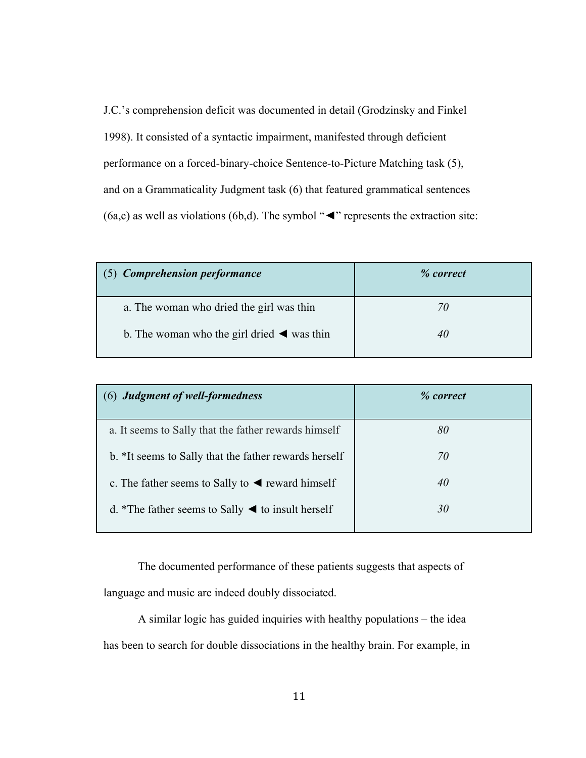J.C.'s comprehension deficit was documented in detail (Grodzinsky and Finkel 1998). It consisted of a syntactic impairment, manifested through deficient performance on a forced-binary-choice Sentence-to-Picture Matching task (5), and on a Grammaticality Judgment task (6) that featured grammatical sentences (6a,c) as well as violations (6b,d). The symbol "◄" represents the extraction site:

| (5) ***Comprehension performance*** | ***% correct*** |
|---|---|
| a. The woman who dried the girl was thin | *70* |
| b. The woman who the girl dried ◄ was thin | *40* |

| (6) ***Judgment of well-formedness*** | ***% correct*** |
|---|---|
| a. It seems to Sally that the father rewards himself | *80* |
| b. *It seems to Sally that the father rewards herself | *70* |
| c. The father seems to Sally to ◄ reward himself | *40* |
| d. *The father seems to Sally ◄ to insult herself | *30* |

The documented performance of these patients suggests that aspects of language and music are indeed doubly dissociated.

A similar logic has guided inquiries with healthy populations – the idea has been to search for double dissociations in the healthy brain. For example, in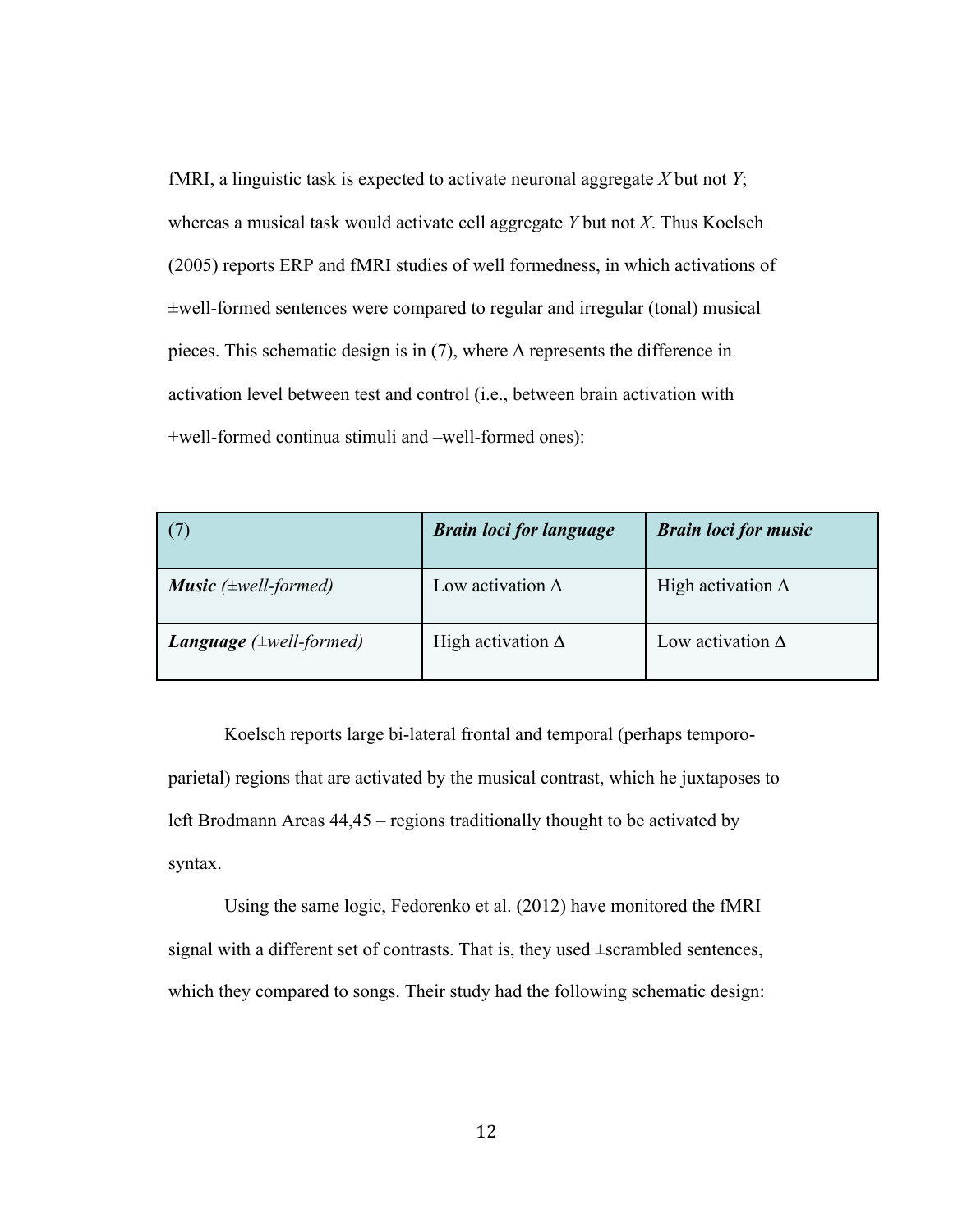fMRI, a linguistic task is expected to activate neuronal aggregate *X* but not *Y*; whereas a musical task would activate cell aggregate *Y* but not *X*. Thus Koelsch (2005) reports ERP and fMRI studies of well formedness, in which activations of ±well-formed sentences were compared to regular and irregular (tonal) musical pieces. This schematic design is in (7), where Δ represents the difference in activation level between test and control (i.e., between brain activation with +well-formed continua stimuli and –well-formed ones):

| (7) | ***Brain loci for language*** | ***Brain loci for music*** |
|---|---|---|
| ***Music*** *(±well-formed)* | Low activation Δ | High activation Δ |
| ***Language*** *(±well-formed)* | High activation Δ | Low activation Δ |

Koelsch reports large bi-lateral frontal and temporal (perhaps temporo-parietal) regions that are activated by the musical contrast, which he juxtaposes to left Brodmann Areas 44,45 – regions traditionally thought to be activated by syntax.

Using the same logic, Fedorenko et al. (2012) have monitored the fMRI signal with a different set of contrasts. That is, they used ±scrambled sentences, which they compared to songs. Their study had the following schematic design: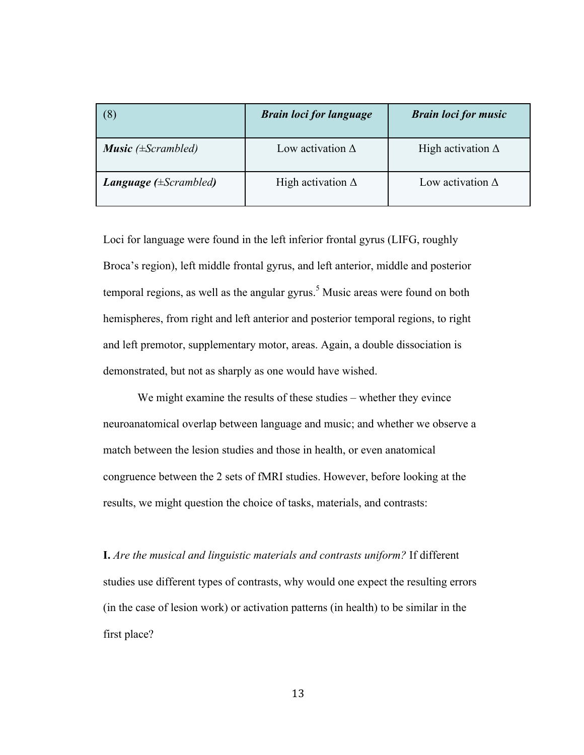| (8) | ***Brain loci for language*** | ***Brain loci for music*** |
|---|---|---|
| ***Music*** *(±Scrambled)* | Low activation Δ | High activation Δ |
| ***Language (****±Scrambled****)*** | High activation Δ | Low activation Δ |

Loci for language were found in the left inferior frontal gyrus (LIFG, roughly Broca's region), left middle frontal gyrus, and left anterior, middle and posterior temporal regions, as well as the angular gyrus.[5] Music areas were found on both hemispheres, from right and left anterior and posterior temporal regions, to right and left premotor, supplementary motor, areas. Again, a double dissociation is demonstrated, but not as sharply as one would have wished.

We might examine the results of these studies – whether they evince neuroanatomical overlap between language and music; and whether we observe a match between the lesion studies and those in health, or even anatomical congruence between the 2 sets of fMRI studies. However, before looking at the results, we might question the choice of tasks, materials, and contrasts:

**I.** *Are the musical and linguistic materials and contrasts uniform?* If different studies use different types of contrasts, why would one expect the resulting errors (in the case of lesion work) or activation patterns (in health) to be similar in the first place?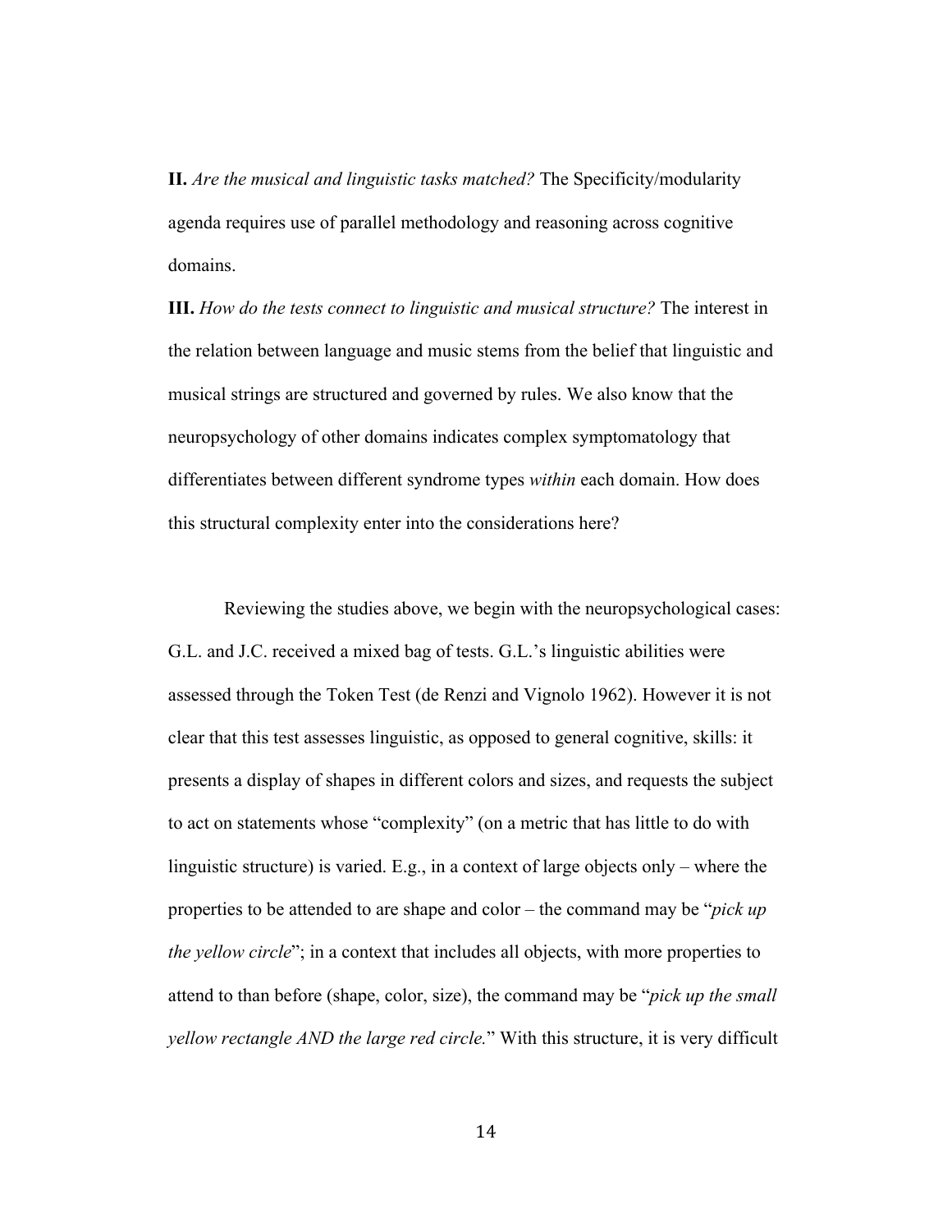**II.** *Are the musical and linguistic tasks matched?* The Specificity/modularity agenda requires use of parallel methodology and reasoning across cognitive domains.

**III.** *How do the tests connect to linguistic and musical structure?* The interest in the relation between language and music stems from the belief that linguistic and musical strings are structured and governed by rules. We also know that the neuropsychology of other domains indicates complex symptomatology that differentiates between different syndrome types *within* each domain. How does this structural complexity enter into the considerations here?

Reviewing the studies above, we begin with the neuropsychological cases: G.L. and J.C. received a mixed bag of tests. G.L.'s linguistic abilities were assessed through the Token Test (de Renzi and Vignolo 1962). However it is not clear that this test assesses linguistic, as opposed to general cognitive, skills: it presents a display of shapes in different colors and sizes, and requests the subject to act on statements whose "complexity" (on a metric that has little to do with linguistic structure) is varied. E.g., in a context of large objects only – where the properties to be attended to are shape and color – the command may be "*pick up the yellow circle*"; in a context that includes all objects, with more properties to attend to than before (shape, color, size), the command may be "*pick up the small yellow rectangle AND the large red circle.*" With this structure, it is very difficult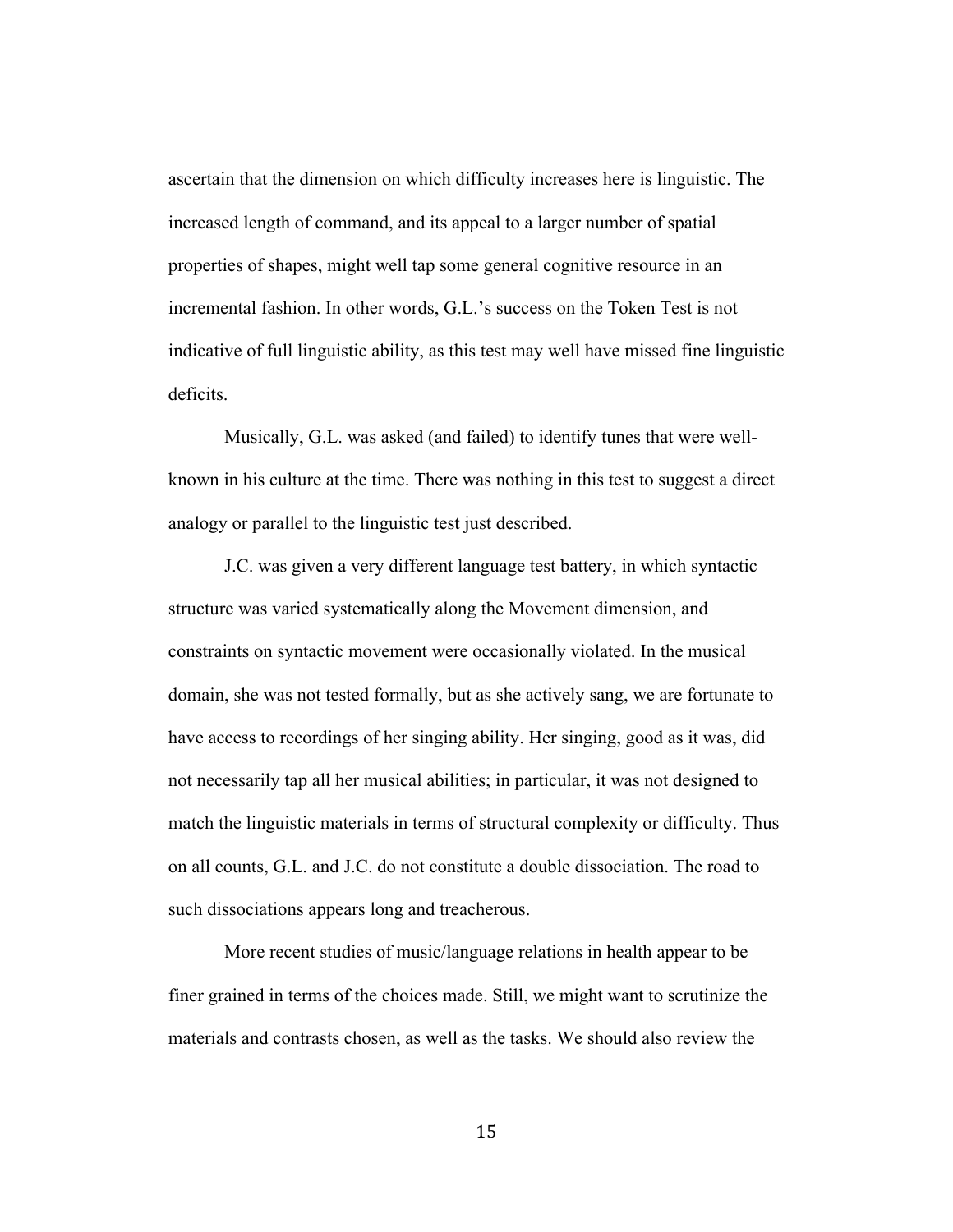ascertain that the dimension on which difficulty increases here is linguistic. The increased length of command, and its appeal to a larger number of spatial properties of shapes, might well tap some general cognitive resource in an incremental fashion. In other words, G.L.'s success on the Token Test is not indicative of full linguistic ability, as this test may well have missed fine linguistic deficits.

Musically, G.L. was asked (and failed) to identify tunes that were well-known in his culture at the time. There was nothing in this test to suggest a direct analogy or parallel to the linguistic test just described.

J.C. was given a very different language test battery, in which syntactic structure was varied systematically along the Movement dimension, and constraints on syntactic movement were occasionally violated. In the musical domain, she was not tested formally, but as she actively sang, we are fortunate to have access to recordings of her singing ability. Her singing, good as it was, did not necessarily tap all her musical abilities; in particular, it was not designed to match the linguistic materials in terms of structural complexity or difficulty. Thus on all counts, G.L. and J.C. do not constitute a double dissociation. The road to such dissociations appears long and treacherous.

More recent studies of music/language relations in health appear to be finer grained in terms of the choices made. Still, we might want to scrutinize the materials and contrasts chosen, as well as the tasks. We should also review the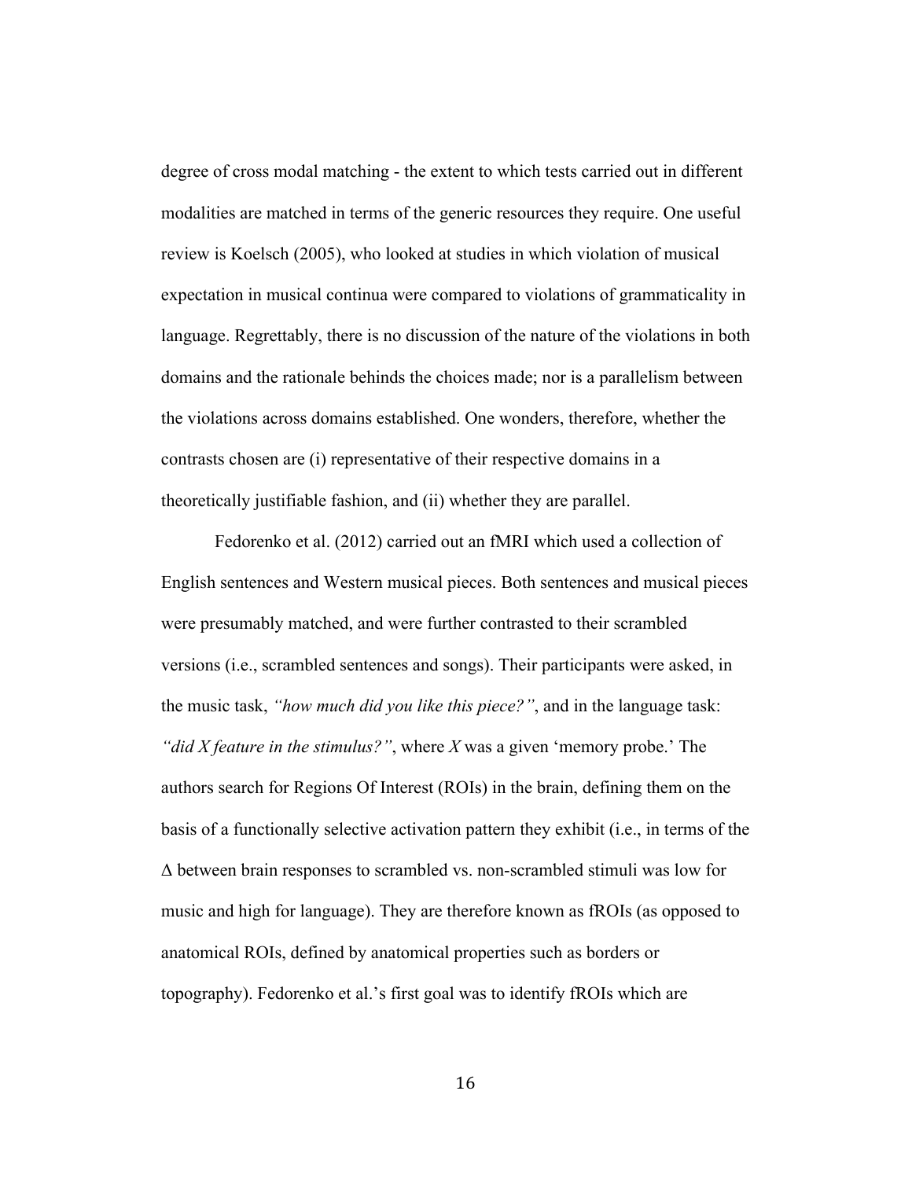degree of cross modal matching - the extent to which tests carried out in different modalities are matched in terms of the generic resources they require. One useful review is Koelsch (2005), who looked at studies in which violation of musical expectation in musical continua were compared to violations of grammaticality in language. Regrettably, there is no discussion of the nature of the violations in both domains and the rationale behinds the choices made; nor is a parallelism between the violations across domains established. One wonders, therefore, whether the contrasts chosen are (i) representative of their respective domains in a theoretically justifiable fashion, and (ii) whether they are parallel.

Fedorenko et al. (2012) carried out an fMRI which used a collection of English sentences and Western musical pieces. Both sentences and musical pieces were presumably matched, and were further contrasted to their scrambled versions (i.e., scrambled sentences and songs). Their participants were asked, in the music task, *"how much did you like this piece?"*, and in the language task: *"did X feature in the stimulus?"*, where *X* was a given 'memory probe.' The authors search for Regions Of Interest (ROIs) in the brain, defining them on the basis of a functionally selective activation pattern they exhibit (i.e., in terms of the $\Delta$ between brain responses to scrambled vs. non-scrambled stimuli was low for music and high for language). They are therefore known as fROIs (as opposed to anatomical ROIs, defined by anatomical properties such as borders or topography). Fedorenko et al.'s first goal was to identify fROIs which are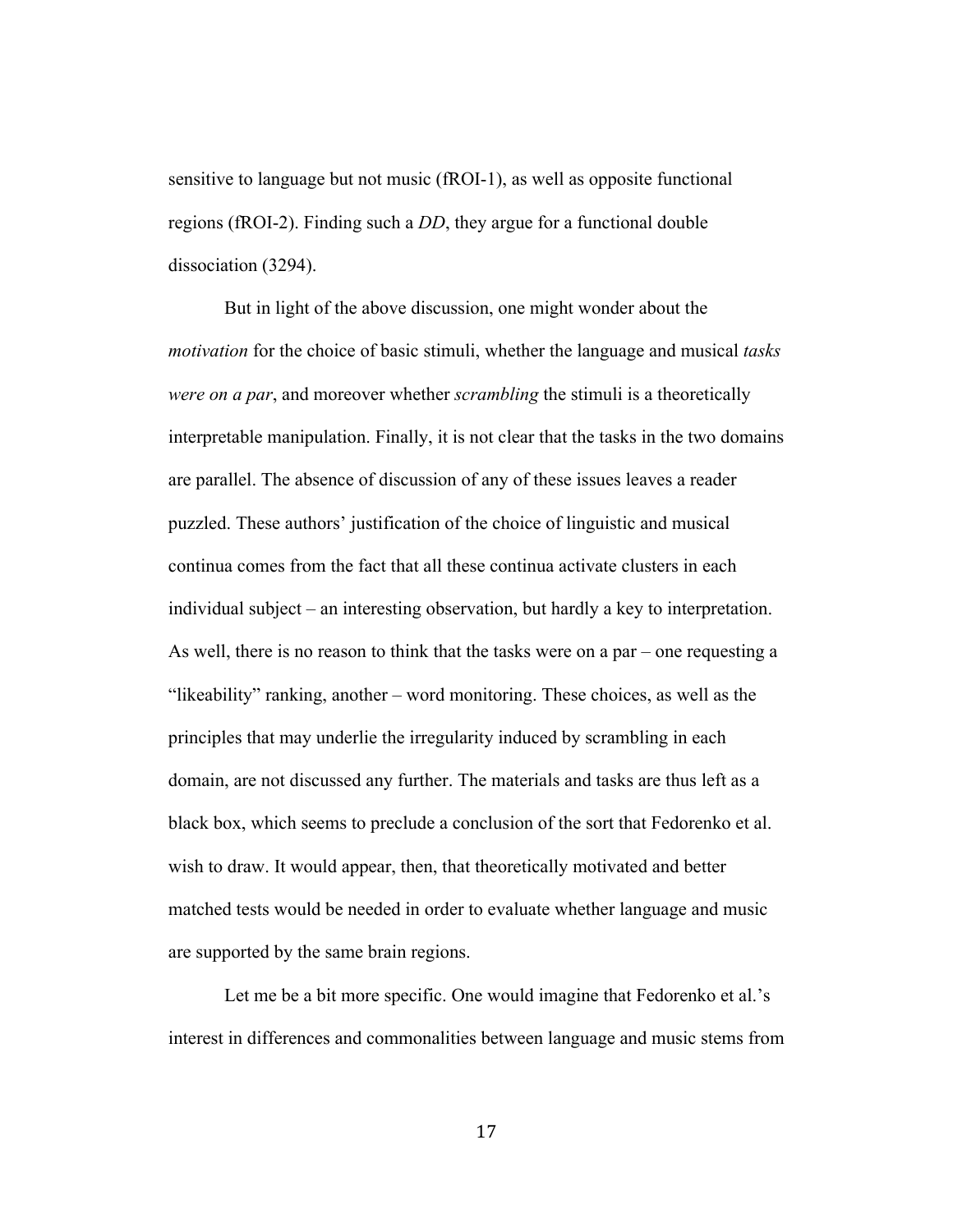sensitive to language but not music (fROI-1), as well as opposite functional regions (fROI-2). Finding such a *DD*, they argue for a functional double dissociation (3294).

But in light of the above discussion, one might wonder about the *motivation* for the choice of basic stimuli, whether the language and musical *tasks were on a par*, and moreover whether *scrambling* the stimuli is a theoretically interpretable manipulation. Finally, it is not clear that the tasks in the two domains are parallel. The absence of discussion of any of these issues leaves a reader puzzled. These authors' justification of the choice of linguistic and musical continua comes from the fact that all these continua activate clusters in each individual subject – an interesting observation, but hardly a key to interpretation. As well, there is no reason to think that the tasks were on a par – one requesting a "likeability" ranking, another – word monitoring. These choices, as well as the principles that may underlie the irregularity induced by scrambling in each domain, are not discussed any further. The materials and tasks are thus left as a black box, which seems to preclude a conclusion of the sort that Fedorenko et al. wish to draw. It would appear, then, that theoretically motivated and better matched tests would be needed in order to evaluate whether language and music are supported by the same brain regions.

Let me be a bit more specific. One would imagine that Fedorenko et al.'s interest in differences and commonalities between language and music stems from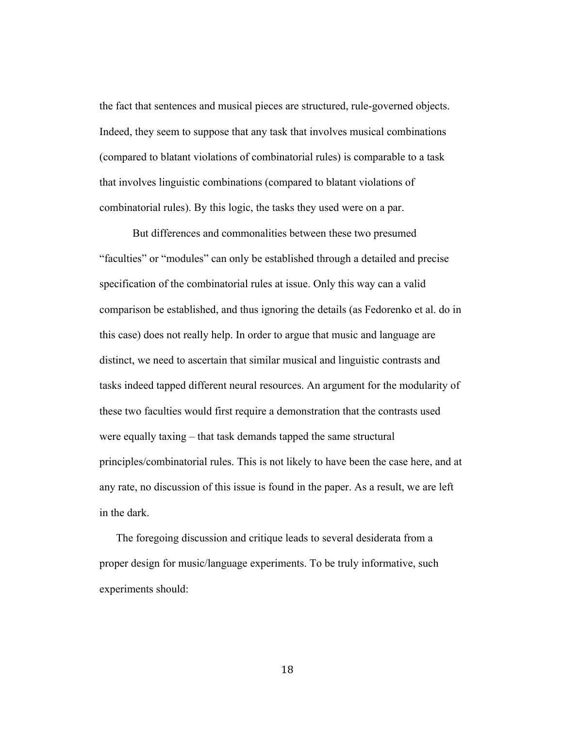the fact that sentences and musical pieces are structured, rule-governed objects. Indeed, they seem to suppose that any task that involves musical combinations (compared to blatant violations of combinatorial rules) is comparable to a task that involves linguistic combinations (compared to blatant violations of combinatorial rules). By this logic, the tasks they used were on a par.

But differences and commonalities between these two presumed "faculties" or "modules" can only be established through a detailed and precise specification of the combinatorial rules at issue. Only this way can a valid comparison be established, and thus ignoring the details (as Fedorenko et al. do in this case) does not really help. In order to argue that music and language are distinct, we need to ascertain that similar musical and linguistic contrasts and tasks indeed tapped different neural resources. An argument for the modularity of these two faculties would first require a demonstration that the contrasts used were equally taxing – that task demands tapped the same structural principles/combinatorial rules. This is not likely to have been the case here, and at any rate, no discussion of this issue is found in the paper. As a result, we are left in the dark.

The foregoing discussion and critique leads to several desiderata from a proper design for music/language experiments. To be truly informative, such experiments should: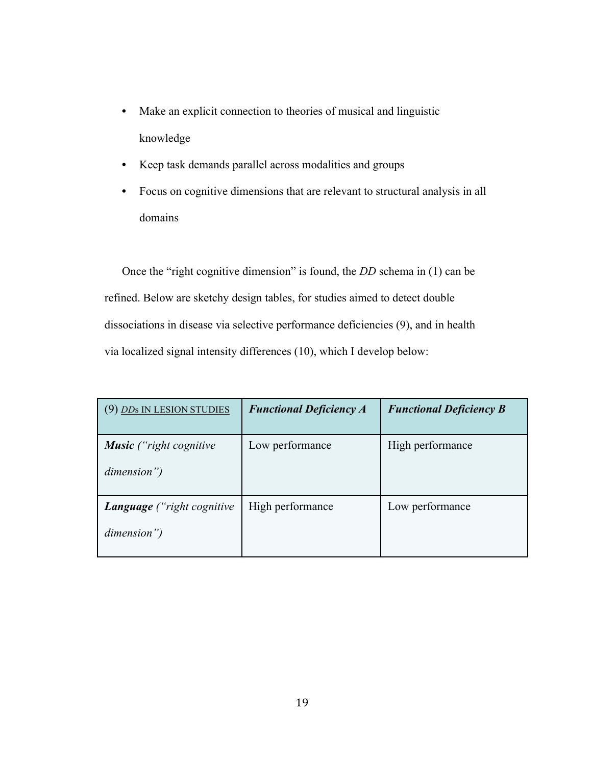- Make an explicit connection to theories of musical and linguistic knowledge
- Keep task demands parallel across modalities and groups
- Focus on cognitive dimensions that are relevant to structural analysis in all domains

Once the "right cognitive dimension" is found, the *DD* schema in (1) can be refined. Below are sketchy design tables, for studies aimed to detect double dissociations in disease via selective performance deficiencies (9), and in health via localized signal intensity differences (10), which I develop below:

| (9) *DD*s IN LESION STUDIES | ***Functional Deficiency A*** | ***Functional Deficiency B*** |
|---|---|---|
| ***Music*** *("right cognitive dimension")* | Low performance | High performance |
| ***Language*** *("right cognitive dimension")* | High performance | Low performance |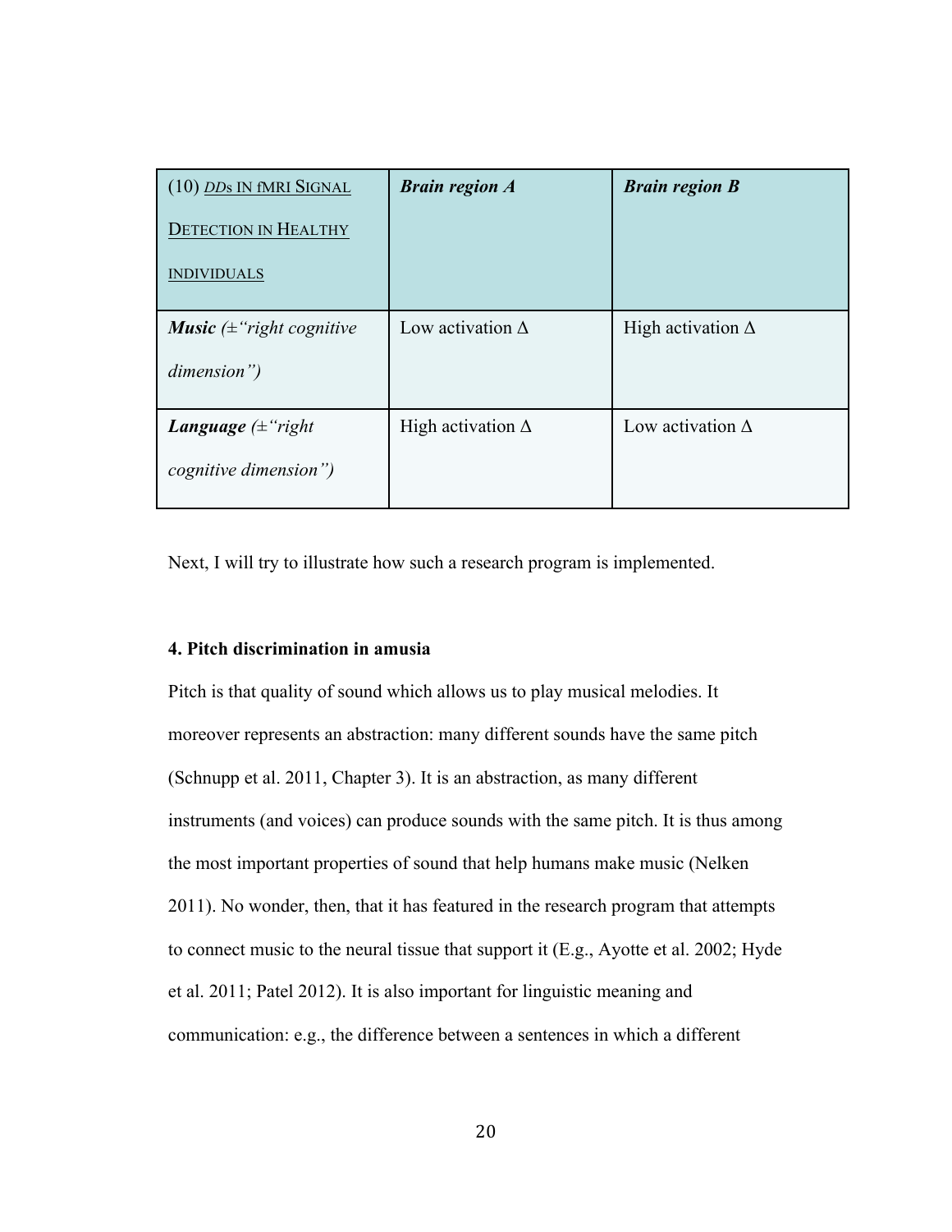| (10) *DD*s IN fMRI SIGNAL DETECTION IN HEALTHY INDIVIDUALS | ***Brain region A*** | ***Brain region B*** |
| --- | --- | --- |
| ***Music*** *(±"right cognitive dimension")* | Low activation Δ | High activation Δ |
| ***Language*** *(±"right cognitive dimension")* | High activation Δ | Low activation Δ |

Next, I will try to illustrate how such a research program is implemented.

**4. Pitch discrimination in amusia**

Pitch is that quality of sound which allows us to play musical melodies. It moreover represents an abstraction: many different sounds have the same pitch (Schnupp et al. 2011, Chapter 3). It is an abstraction, as many different instruments (and voices) can produce sounds with the same pitch. It is thus among the most important properties of sound that help humans make music (Nelken 2011). No wonder, then, that it has featured in the research program that attempts to connect music to the neural tissue that support it (E.g., Ayotte et al. 2002; Hyde et al. 2011; Patel 2012). It is also important for linguistic meaning and communication: e.g., the difference between a sentences in which a different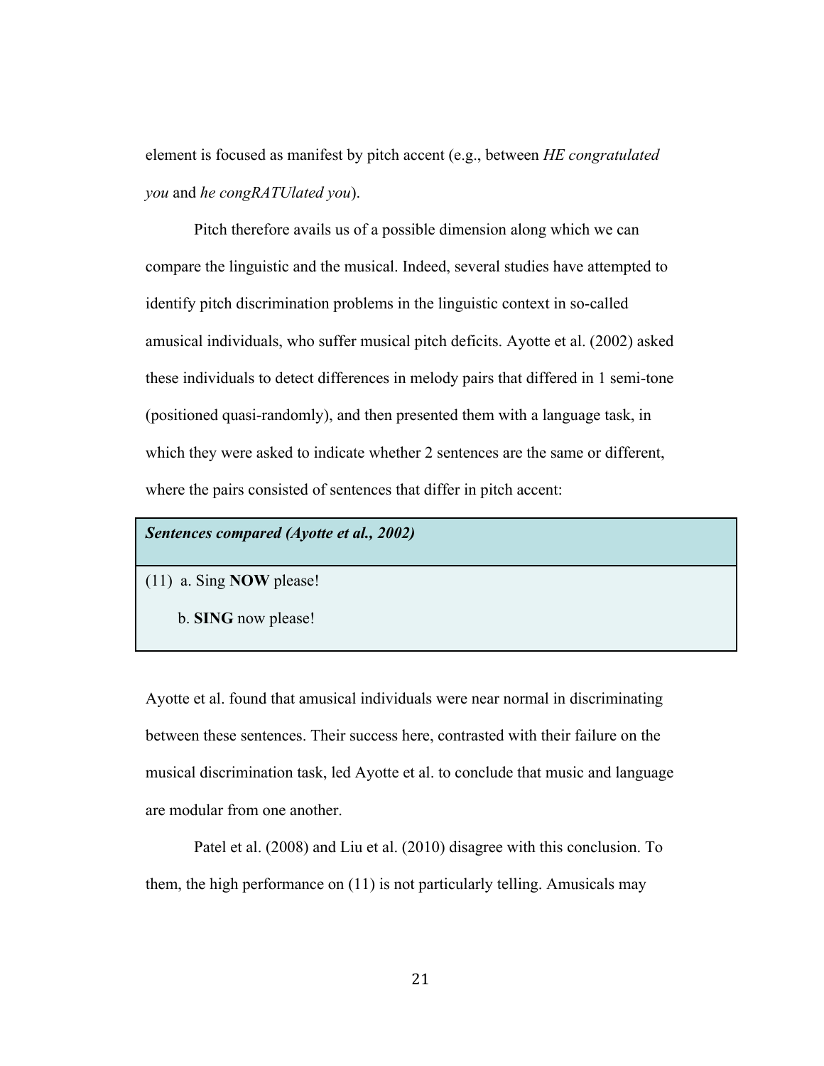element is focused as manifest by pitch accent (e.g., between *HE congratulated you* and *he congRATUlated you*).

Pitch therefore avails us of a possible dimension along which we can compare the linguistic and the musical. Indeed, several studies have attempted to identify pitch discrimination problems in the linguistic context in so-called amusical individuals, who suffer musical pitch deficits. Ayotte et al. (2002) asked these individuals to detect differences in melody pairs that differed in 1 semi-tone (positioned quasi-randomly), and then presented them with a language task, in which they were asked to indicate whether 2 sentences are the same or different, where the pairs consisted of sentences that differ in pitch accent:

| ***Sentences compared (Ayotte et al., 2002)*** |
|---|
| (11) a. Sing **NOW** please!<br>b. **SING** now please! |

Ayotte et al. found that amusical individuals were near normal in discriminating between these sentences. Their success here, contrasted with their failure on the musical discrimination task, led Ayotte et al. to conclude that music and language are modular from one another.

Patel et al. (2008) and Liu et al. (2010) disagree with this conclusion. To them, the high performance on (11) is not particularly telling. Amusicals may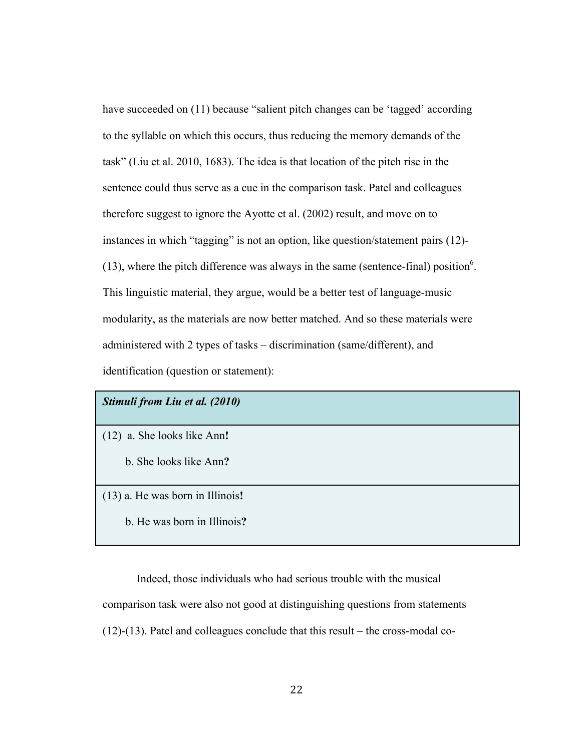have succeeded on (11) because "salient pitch changes can be 'tagged' according to the syllable on which this occurs, thus reducing the memory demands of the task" (Liu et al. 2010, 1683). The idea is that location of the pitch rise in the sentence could thus serve as a cue in the comparison task. Patel and colleagues therefore suggest to ignore the Ayotte et al. (2002) result, and move on to instances in which "tagging" is not an option, like question/statement pairs (12)-(13), where the pitch difference was always in the same (sentence-final) position[6]. This linguistic material, they argue, would be a better test of language-music modularity, as the materials are now better matched. And so these materials were administered with 2 types of tasks – discrimination (same/different), and identification (question or statement):

| ***Stimuli from Liu et al. (2010)*** |
| --- |
| (12) a. She looks like Ann**!**<br>b. She looks like Ann**?** |
| (13) a. He was born in Illinois**!**<br>b. He was born in Illinois**?** |

Indeed, those individuals who had serious trouble with the musical comparison task were also not good at distinguishing questions from statements (12)-(13). Patel and colleagues conclude that this result – the cross-modal co-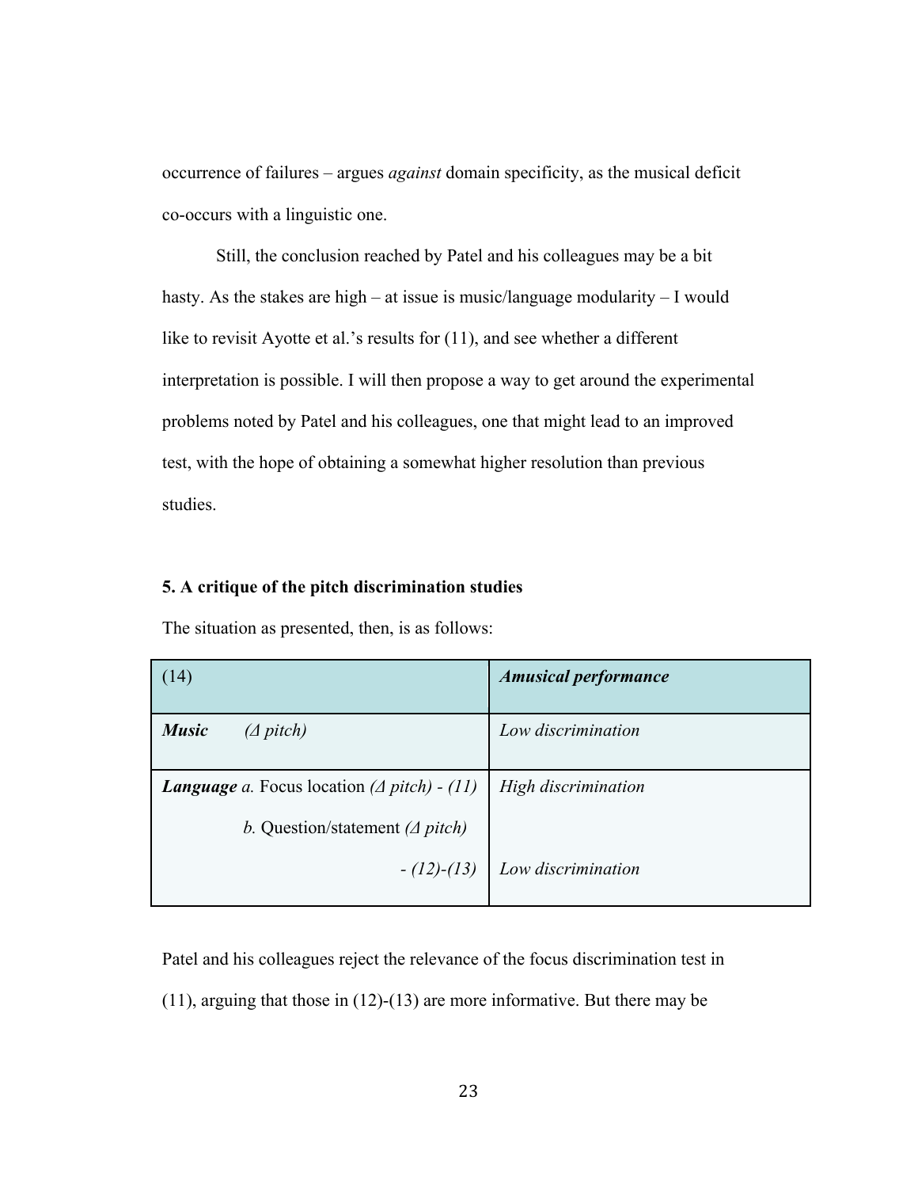occurrence of failures – argues *against* domain specificity, as the musical deficit co-occurs with a linguistic one.

Still, the conclusion reached by Patel and his colleagues may be a bit hasty. As the stakes are high – at issue is music/language modularity – I would like to revisit Ayotte et al.'s results for (11), and see whether a different interpretation is possible. I will then propose a way to get around the experimental problems noted by Patel and his colleagues, one that might lead to an improved test, with the hope of obtaining a somewhat higher resolution than previous studies.

## 5. A critique of the pitch discrimination studies

The situation as presented, then, is as follows:

| (14) | ***Amusical performance*** |
|---|---|
| ***Music*** *(Δ pitch)* | *Low discrimination* |
| ***Language*** *a.* Focus location *(Δ pitch) - (11)* | *High discrimination* |
| *b.* Question/statement *(Δ pitch) - (12)-(13)* | *Low discrimination* |

Patel and his colleagues reject the relevance of the focus discrimination test in (11), arguing that those in (12)-(13) are more informative. But there may be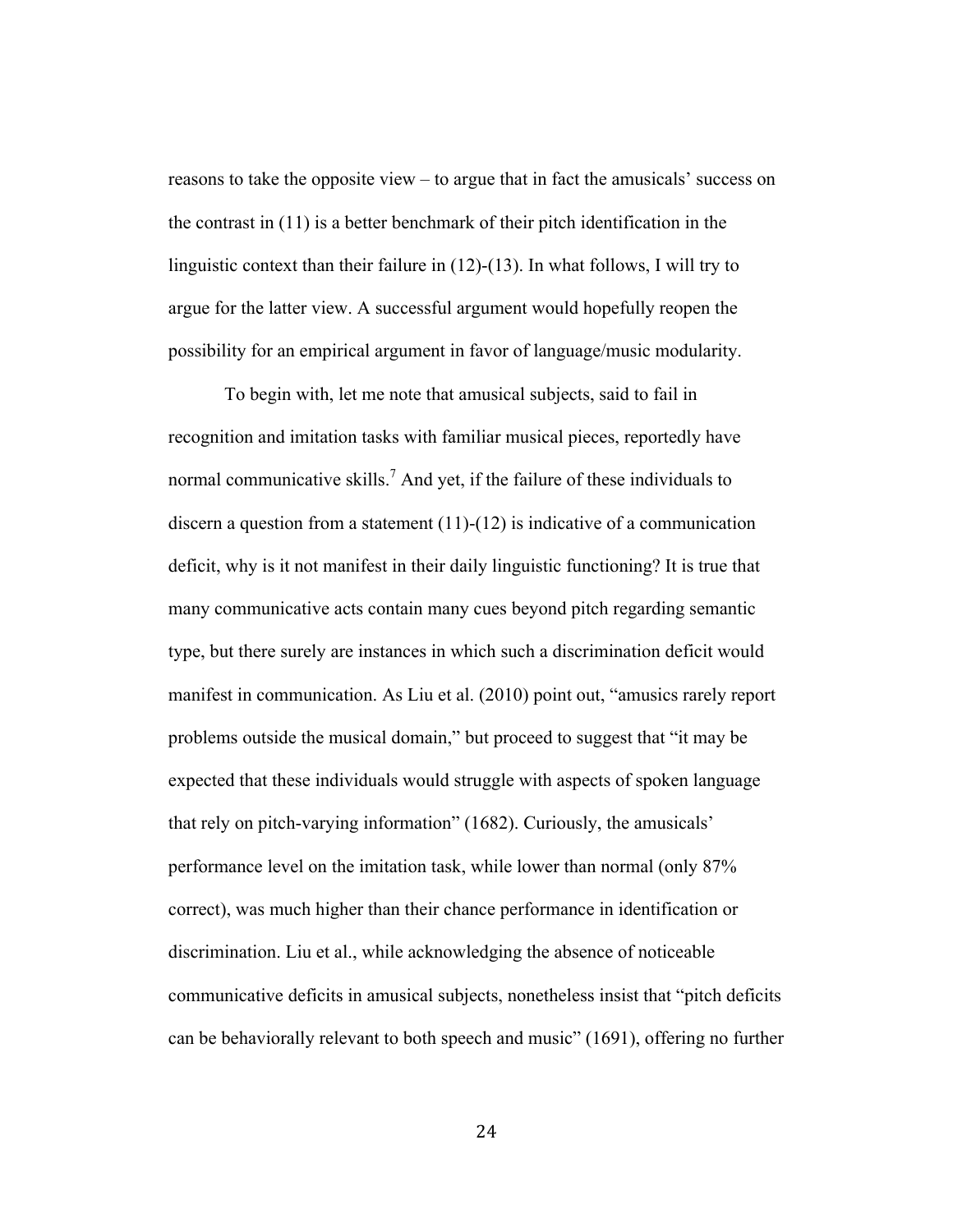reasons to take the opposite view – to argue that in fact the amusicals' success on the contrast in (11) is a better benchmark of their pitch identification in the linguistic context than their failure in (12)-(13). In what follows, I will try to argue for the latter view. A successful argument would hopefully reopen the possibility for an empirical argument in favor of language/music modularity.

To begin with, let me note that amusical subjects, said to fail in recognition and imitation tasks with familiar musical pieces, reportedly have normal communicative skills.[7] And yet, if the failure of these individuals to discern a question from a statement (11)-(12) is indicative of a communication deficit, why is it not manifest in their daily linguistic functioning? It is true that many communicative acts contain many cues beyond pitch regarding semantic type, but there surely are instances in which such a discrimination deficit would manifest in communication. As Liu et al. (2010) point out, "amusics rarely report problems outside the musical domain," but proceed to suggest that "it may be expected that these individuals would struggle with aspects of spoken language that rely on pitch-varying information" (1682). Curiously, the amusicals' performance level on the imitation task, while lower than normal (only 87% correct), was much higher than their chance performance in identification or discrimination. Liu et al., while acknowledging the absence of noticeable communicative deficits in amusical subjects, nonetheless insist that "pitch deficits can be behaviorally relevant to both speech and music" (1691), offering no further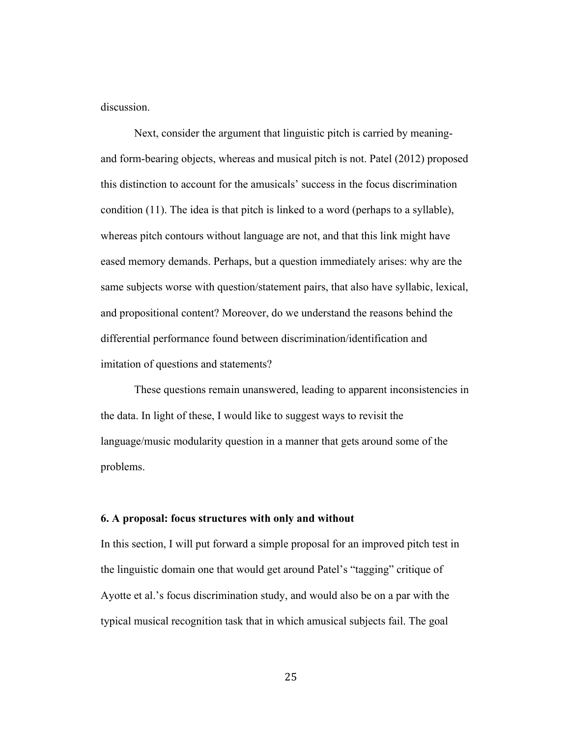discussion.

Next, consider the argument that linguistic pitch is carried by meaning- and form-bearing objects, whereas and musical pitch is not. Patel (2012) proposed this distinction to account for the amusicals' success in the focus discrimination condition (11). The idea is that pitch is linked to a word (perhaps to a syllable), whereas pitch contours without language are not, and that this link might have eased memory demands. Perhaps, but a question immediately arises: why are the same subjects worse with question/statement pairs, that also have syllabic, lexical, and propositional content? Moreover, do we understand the reasons behind the differential performance found between discrimination/identification and imitation of questions and statements?

These questions remain unanswered, leading to apparent inconsistencies in the data. In light of these, I would like to suggest ways to revisit the language/music modularity question in a manner that gets around some of the problems.

## 6. A proposal: focus structures with only and without

In this section, I will put forward a simple proposal for an improved pitch test in the linguistic domain one that would get around Patel's "tagging" critique of Ayotte et al.'s focus discrimination study, and would also be on a par with the typical musical recognition task that in which amusical subjects fail. The goal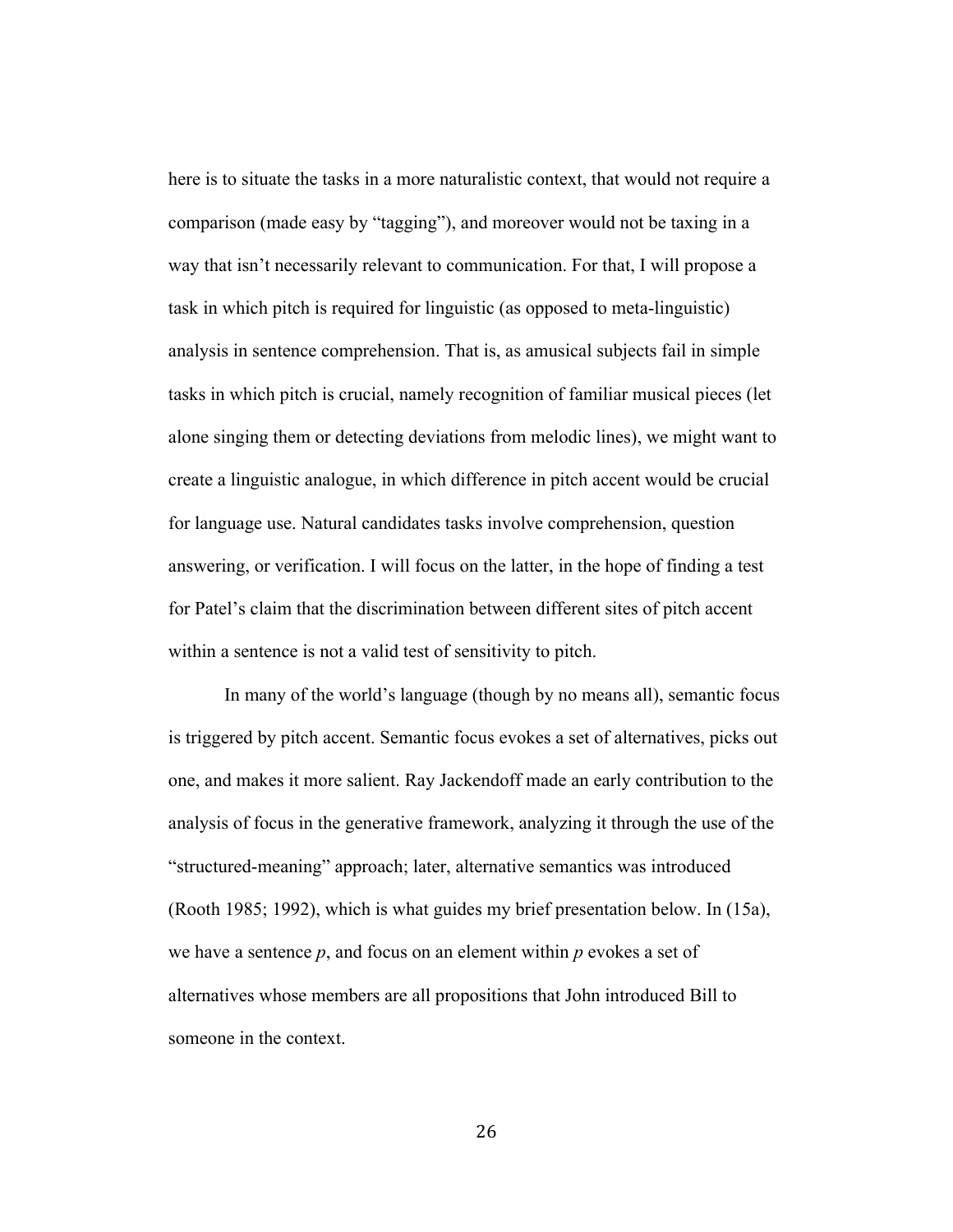here is to situate the tasks in a more naturalistic context, that would not require a comparison (made easy by "tagging"), and moreover would not be taxing in a way that isn't necessarily relevant to communication. For that, I will propose a task in which pitch is required for linguistic (as opposed to meta-linguistic) analysis in sentence comprehension. That is, as amusical subjects fail in simple tasks in which pitch is crucial, namely recognition of familiar musical pieces (let alone singing them or detecting deviations from melodic lines), we might want to create a linguistic analogue, in which difference in pitch accent would be crucial for language use. Natural candidates tasks involve comprehension, question answering, or verification. I will focus on the latter, in the hope of finding a test for Patel's claim that the discrimination between different sites of pitch accent within a sentence is not a valid test of sensitivity to pitch.

In many of the world's language (though by no means all), semantic focus is triggered by pitch accent. Semantic focus evokes a set of alternatives, picks out one, and makes it more salient. Ray Jackendoff made an early contribution to the analysis of focus in the generative framework, analyzing it through the use of the "structured-meaning" approach; later, alternative semantics was introduced (Rooth 1985; 1992), which is what guides my brief presentation below. In (15a), we have a sentence *p*, and focus on an element within *p* evokes a set of alternatives whose members are all propositions that John introduced Bill to someone in the context.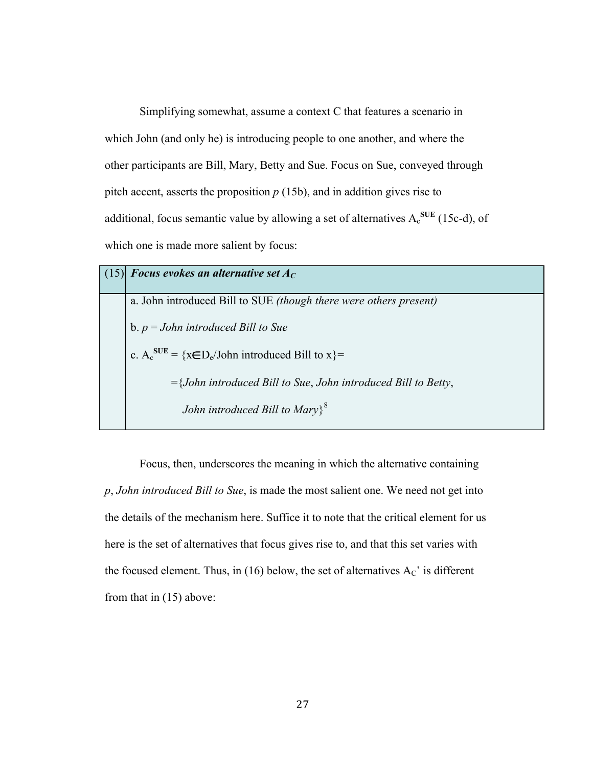Simplifying somewhat, assume a context C that features a scenario in which John (and only he) is introducing people to one another, and where the other participants are Bill, Mary, Betty and Sue. Focus on Sue, conveyed through pitch accent, asserts the proposition *p* (15b), and in addition gives rise to additional, focus semantic value by allowing a set of alternatives $A_c^{\mathbf{SUE}}$ (15c-d), of which one is made more salient by focus:

| (15) | ***Focus evokes an alternative set $A_C$*** |
|---|---|
| | a. John introduced Bill to SUE *(though there were others present)* |
| | b. $p$ = *John introduced Bill to Sue* |
| | c. $A_c^{\mathbf{SUE}} = \{x \in D_e / \text{John introduced Bill to } x\} =$ |
| | $=\{$*John introduced Bill to Sue*, *John introduced Bill to Betty*, |
| | *John introduced Bill to Mary*$\}$[8] |

Focus, then, underscores the meaning in which the alternative containing *p*, *John introduced Bill to Sue*, is made the most salient one. We need not get into the details of the mechanism here. Suffice it to note that the critical element for us here is the set of alternatives that focus gives rise to, and that this set varies with the focused element. Thus, in (16) below, the set of alternatives $A_C$' is different from that in (15) above: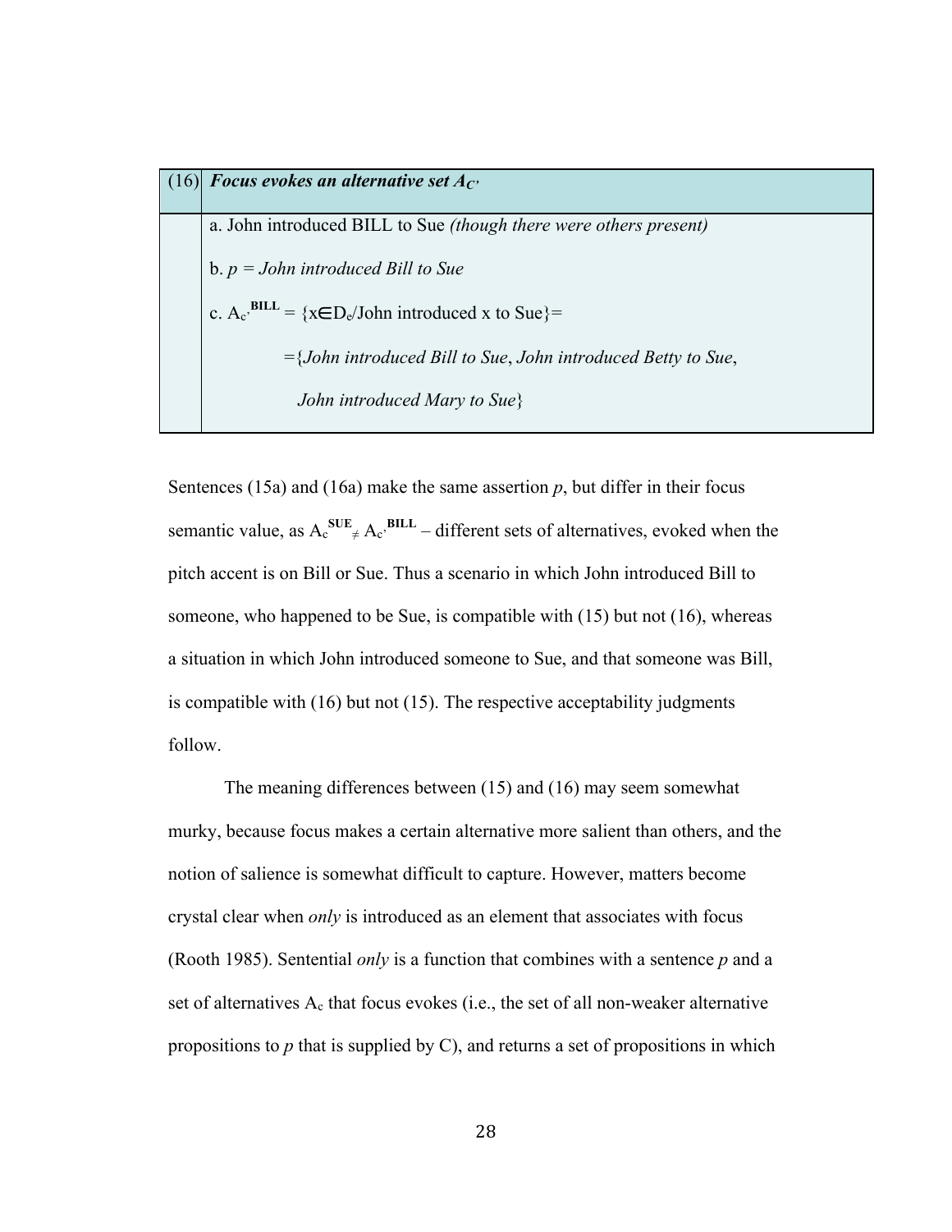| (16) | ***Focus evokes an alternative set $A_{C'}$*** |
|---|---|
| | a. John introduced BILL to Sue *(though there were others present)* |
| | b. *p = John introduced Bill to Sue* |
| | c. $A_{c'}^{\mathbf{BILL}} = \{x \in D_e /$John introduced x to Sue$\}$= |
| | ={*John introduced Bill to Sue*, *John introduced Betty to Sue*, *John introduced Mary to Sue*} |

Sentences (15a) and (16a) make the same assertion *p*, but differ in their focus semantic value, as $A_c^{\mathbf{SUE}} \neq A_{c'}^{\mathbf{BILL}}$ – different sets of alternatives, evoked when the pitch accent is on Bill or Sue. Thus a scenario in which John introduced Bill to someone, who happened to be Sue, is compatible with (15) but not (16), whereas a situation in which John introduced someone to Sue, and that someone was Bill, is compatible with (16) but not (15). The respective acceptability judgments follow.

The meaning differences between (15) and (16) may seem somewhat murky, because focus makes a certain alternative more salient than others, and the notion of salience is somewhat difficult to capture. However, matters become crystal clear when *only* is introduced as an element that associates with focus (Rooth 1985). Sentential *only* is a function that combines with a sentence *p* and a set of alternatives $A_c$ that focus evokes (i.e., the set of all non-weaker alternative propositions to *p* that is supplied by C), and returns a set of propositions in which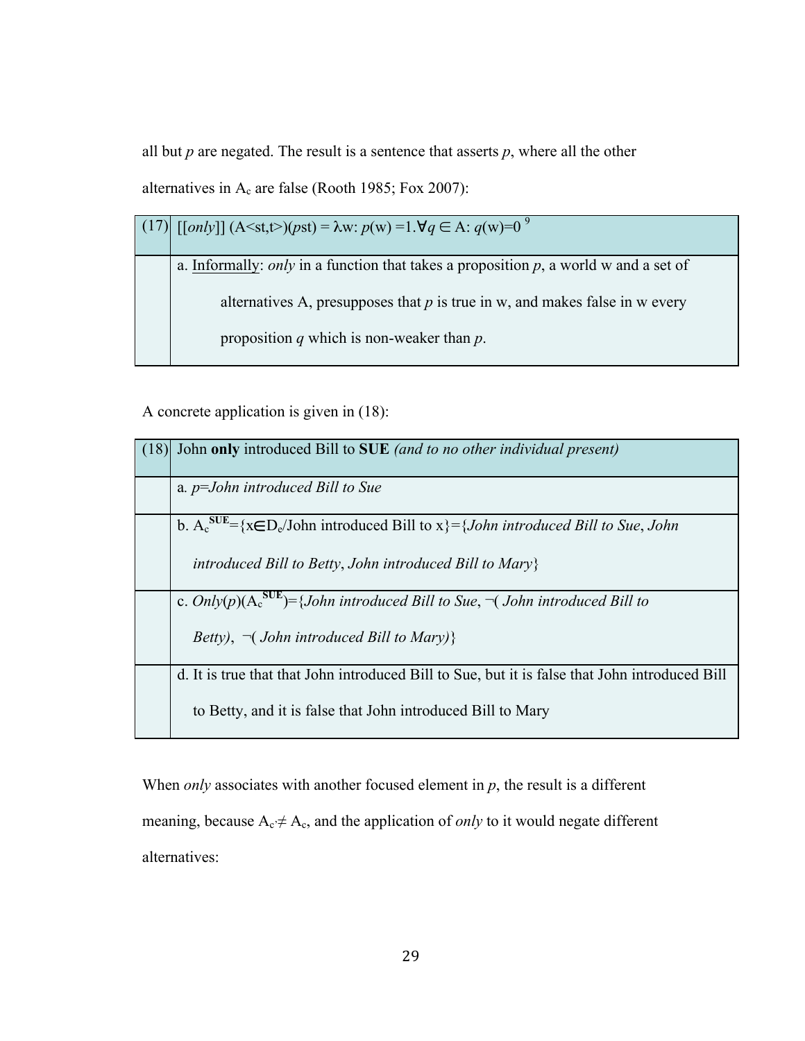all but *p* are negated. The result is a sentence that asserts *p*, where all the other alternatives in $A_c$ are false (Rooth 1985; Fox 2007):

| (17) | [[*only*]] (A<st,t>)(*p*st) = λw: *p*(w) =1.∀*q* ∈ A: *q*(w)=0 [9] |
|---|---|
| | a. Informally: *only* in a function that takes a proposition *p*, a world w and a set of alternatives A, presupposes that *p* is true in w, and makes false in w every proposition *q* which is non-weaker than *p*. |

A concrete application is given in (18):

| (18) | John **only** introduced Bill to **SUE** *(and to no other individual present)* |
|---|---|
| | a. *p=John introduced Bill to Sue* |
| | b. $A_c^{\mathbf{SUE}}$={x∈$D_e$/John introduced Bill to x}={*John introduced Bill to Sue*, *John introduced Bill to Betty*, *John introduced Bill to Mary*} |
| | c. *Only*(*p*)($A_c^{\mathbf{SUE}}$)={*John introduced Bill to Sue*, ¬( *John introduced Bill to Betty)*, ¬( *John introduced Bill to Mary)*} |
| | d. It is true that that John introduced Bill to Sue, but it is false that John introduced Bill to Betty, and it is false that John introduced Bill to Mary |

When *only* associates with another focused element in *p*, the result is a different meaning, because $A_{c'} \neq A_c$, and the application of *only* to it would negate different alternatives: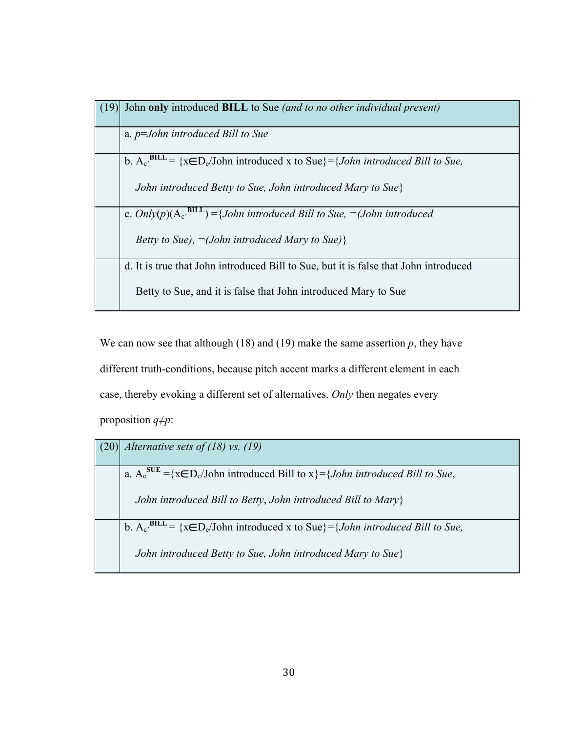| (19) | John **only** introduced **BILL** to Sue *(and to no other individual present)* |
|---|---|
| | a. *p=John introduced Bill to Sue* |
| | b. $A_{c'}^{\mathbf{BILL}}$ = {x∈$D_e$/John introduced x to Sue}={*John introduced Bill to Sue, John introduced Betty to Sue, John introduced Mary to Sue*} |
| | c. *Only*(*p*)($A_{c'}^{\mathbf{BILL}}$) ={*John introduced Bill to Sue,* ¬*(John introduced Betty to Sue),* ¬*(John introduced Mary to Sue)*} |
| | d. It is true that John introduced Bill to Sue, but it is false that John introduced Betty to Sue, and it is false that John introduced Mary to Sue |

We can now see that although (18) and (19) make the same assertion *p*, they have different truth-conditions, because pitch accent marks a different element in each case, thereby evoking a different set of alternatives. *Only* then negates every proposition *q≠p*:

| (20) | *Alternative sets of (18) vs. (19)* |
|---|---|
| | a. $A_c^{\mathbf{SUE}}$ ={x∈$D_e$/John introduced Bill to x}={*John introduced Bill to Sue*, *John introduced Bill to Betty*, *John introduced Bill to Mary*} |
| | b. $A_{c'}^{\mathbf{BILL}}$ = {x∈$D_e$/John introduced x to Sue}={*John introduced Bill to Sue, John introduced Betty to Sue, John introduced Mary to Sue*} |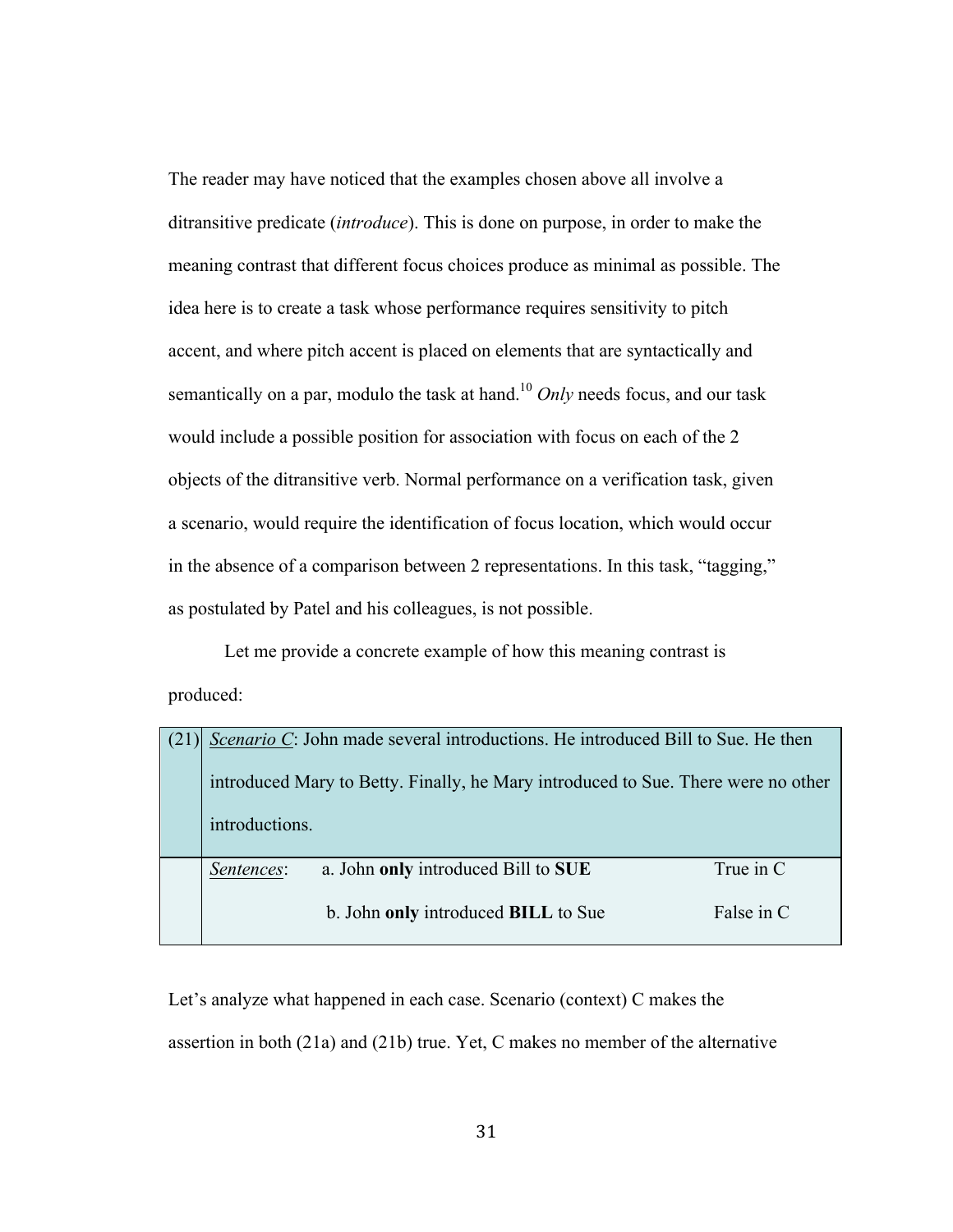The reader may have noticed that the examples chosen above all involve a ditransitive predicate (*introduce*). This is done on purpose, in order to make the meaning contrast that different focus choices produce as minimal as possible. The idea here is to create a task whose performance requires sensitivity to pitch accent, and where pitch accent is placed on elements that are syntactically and semantically on a par, modulo the task at hand.[10] *Only* needs focus, and our task would include a possible position for association with focus on each of the 2 objects of the ditransitive verb. Normal performance on a verification task, given a scenario, would require the identification of focus location, which would occur in the absence of a comparison between 2 representations. In this task, "tagging," as postulated by Patel and his colleagues, is not possible.

Let me provide a concrete example of how this meaning contrast is produced:

| (21) | *Scenario C*: John made several introductions. He introduced Bill to Sue. He then introduced Mary to Betty. Finally, he Mary introduced to Sue. There were no other introductions. | | |
|---|---|---|---|
| | *Sentences*: | a. John **only** introduced Bill to **SUE** | True in C |
| | | b. John **only** introduced **BILL** to Sue | False in C |

Let's analyze what happened in each case. Scenario (context) C makes the assertion in both (21a) and (21b) true. Yet, C makes no member of the alternative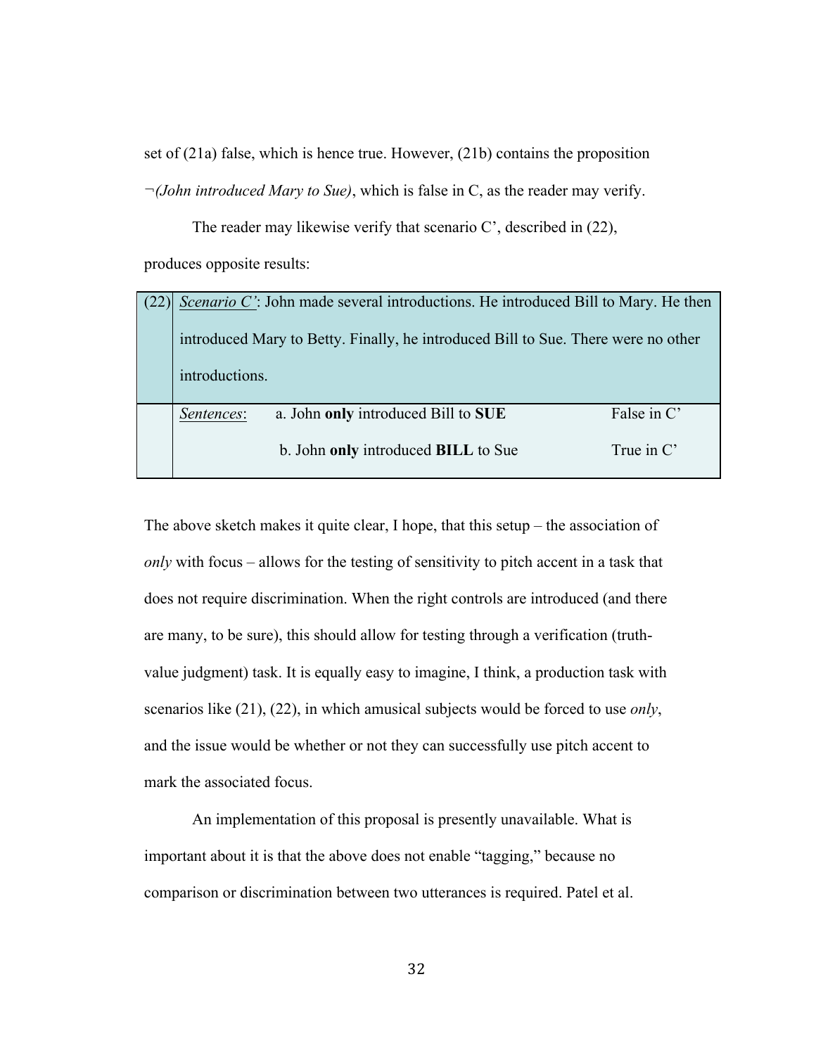set of (21a) false, which is hence true. However, (21b) contains the proposition ¬*(John introduced Mary to Sue)*, which is false in C, as the reader may verify.

The reader may likewise verify that scenario C', described in (22), produces opposite results:

| (22) | <u>*Scenario C'*</u>: John made several introductions. He introduced Bill to Mary. He then introduced Mary to Betty. Finally, he introduced Bill to Sue. There were no other introductions. | |
|---|---|---|
| | <u>*Sentences*</u>: a. John **only** introduced Bill to **SUE** | False in C' |
| | b. John **only** introduced **BILL** to Sue | True in C' |

The above sketch makes it quite clear, I hope, that this setup – the association of *only* with focus – allows for the testing of sensitivity to pitch accent in a task that does not require discrimination. When the right controls are introduced (and there are many, to be sure), this should allow for testing through a verification (truth-value judgment) task. It is equally easy to imagine, I think, a production task with scenarios like (21), (22), in which amusical subjects would be forced to use *only*, and the issue would be whether or not they can successfully use pitch accent to mark the associated focus.

An implementation of this proposal is presently unavailable. What is important about it is that the above does not enable "tagging," because no comparison or discrimination between two utterances is required. Patel et al.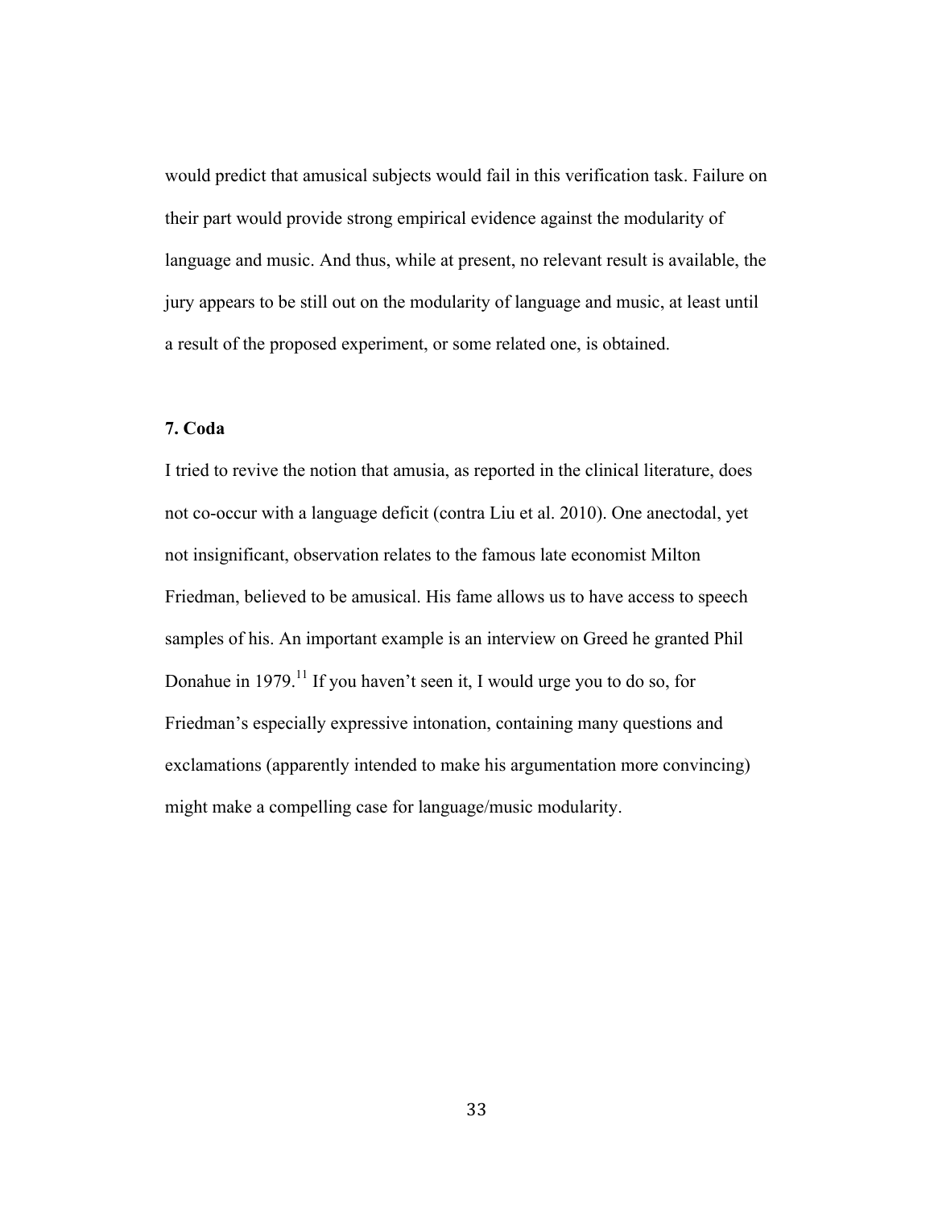would predict that amusical subjects would fail in this verification task. Failure on their part would provide strong empirical evidence against the modularity of language and music. And thus, while at present, no relevant result is available, the jury appears to be still out on the modularity of language and music, at least until a result of the proposed experiment, or some related one, is obtained.

## 7. Coda

I tried to revive the notion that amusia, as reported in the clinical literature, does not co-occur with a language deficit (contra Liu et al. 2010). One anectodal, yet not insignificant, observation relates to the famous late economist Milton Friedman, believed to be amusical. His fame allows us to have access to speech samples of his. An important example is an interview on Greed he granted Phil Donahue in 1979.[11] If you haven't seen it, I would urge you to do so, for Friedman's especially expressive intonation, containing many questions and exclamations (apparently intended to make his argumentation more convincing) might make a compelling case for language/music modularity.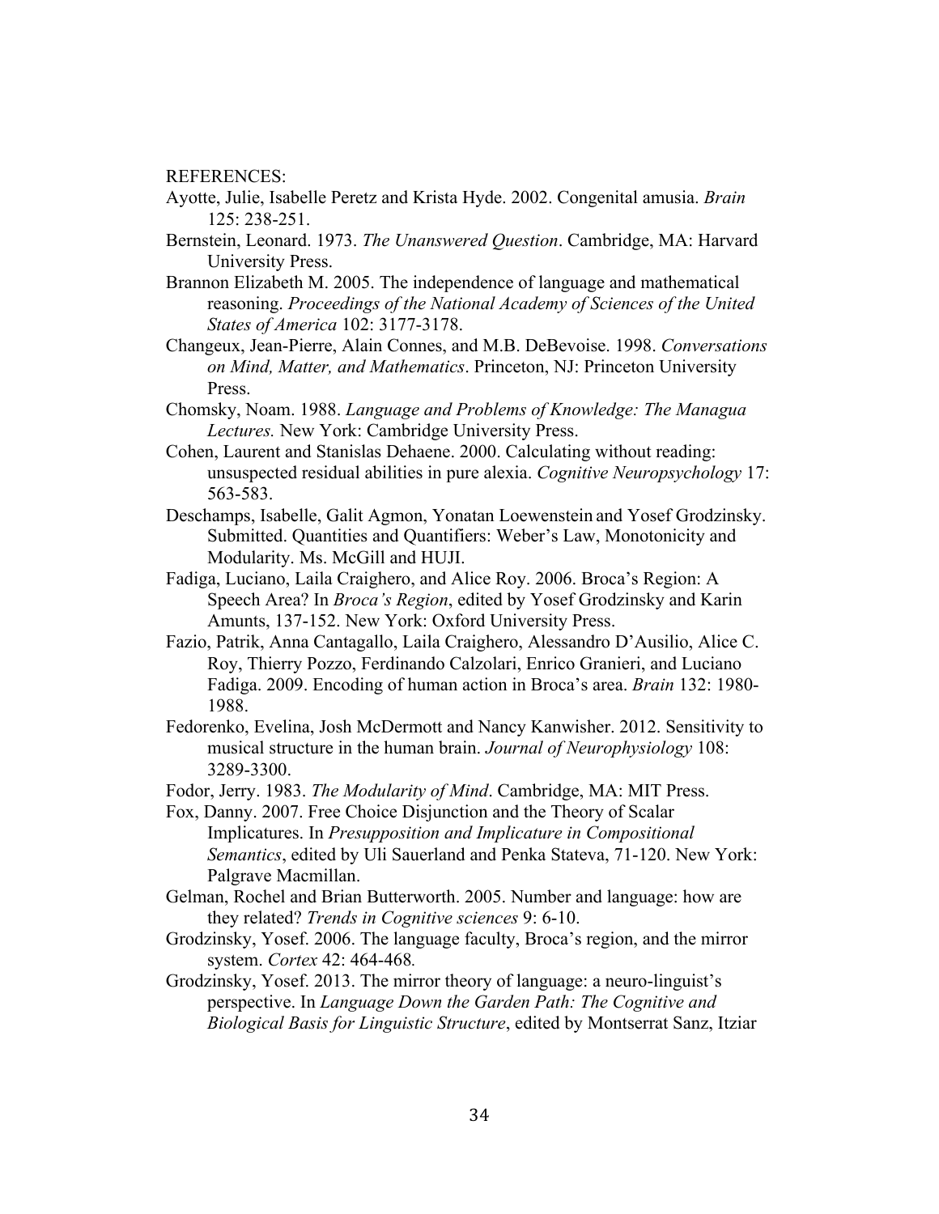REFERENCES:

Ayotte, Julie, Isabelle Peretz and Krista Hyde. 2002. Congenital amusia. *Brain* 125: 238-251.

Bernstein, Leonard. 1973. *The Unanswered Question*. Cambridge, MA: Harvard University Press.

Brannon Elizabeth M. 2005. The independence of language and mathematical reasoning. *Proceedings of the National Academy of Sciences of the United States of America* 102: 3177-3178.

Changeux, Jean-Pierre, Alain Connes, and M.B. DeBevoise. 1998. *Conversations on Mind, Matter, and Mathematics*. Princeton, NJ: Princeton University Press.

Chomsky, Noam. 1988. *Language and Problems of Knowledge: The Managua Lectures.* New York: Cambridge University Press.

Cohen, Laurent and Stanislas Dehaene. 2000. Calculating without reading: unsuspected residual abilities in pure alexia. *Cognitive Neuropsychology* 17: 563-583.

Deschamps, Isabelle, Galit Agmon, Yonatan Loewenstein and Yosef Grodzinsky. Submitted. Quantities and Quantifiers: Weber's Law, Monotonicity and Modularity. Ms. McGill and HUJI.

Fadiga, Luciano, Laila Craighero, and Alice Roy. 2006. Broca's Region: A Speech Area? In *Broca's Region*, edited by Yosef Grodzinsky and Karin Amunts, 137-152. New York: Oxford University Press.

Fazio, Patrik, Anna Cantagallo, Laila Craighero, Alessandro D'Ausilio, Alice C. Roy, Thierry Pozzo, Ferdinando Calzolari, Enrico Granieri, and Luciano Fadiga. 2009. Encoding of human action in Broca's area. *Brain* 132: 1980-1988.

Fedorenko, Evelina, Josh McDermott and Nancy Kanwisher. 2012. Sensitivity to musical structure in the human brain. *Journal of Neurophysiology* 108: 3289-3300.

Fodor, Jerry. 1983. *The Modularity of Mind*. Cambridge, MA: MIT Press.

Fox, Danny. 2007. Free Choice Disjunction and the Theory of Scalar Implicatures. In *Presupposition and Implicature in Compositional Semantics*, edited by Uli Sauerland and Penka Stateva, 71-120. New York: Palgrave Macmillan.

Gelman, Rochel and Brian Butterworth. 2005. Number and language: how are they related? *Trends in Cognitive sciences* 9: 6-10.

Grodzinsky, Yosef. 2006. The language faculty, Broca's region, and the mirror system. *Cortex* 42: 464-468.

Grodzinsky, Yosef. 2013. The mirror theory of language: a neuro-linguist's perspective. In *Language Down the Garden Path: The Cognitive and Biological Basis for Linguistic Structure*, edited by Montserrat Sanz, Itziar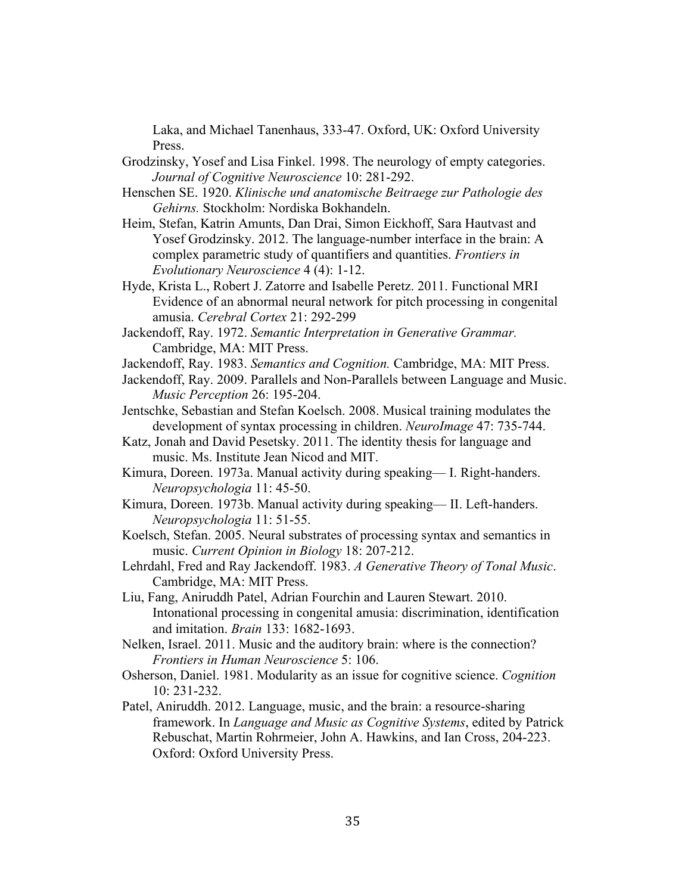Laka, and Michael Tanenhaus, 333-47. Oxford, UK: Oxford University Press.

Grodzinsky, Yosef and Lisa Finkel. 1998. The neurology of empty categories. *Journal of Cognitive Neuroscience* 10: 281-292.

Henschen SE. 1920. *Klinische und anatomische Beitraege zur Pathologie des Gehirns.* Stockholm: Nordiska Bokhandeln.

Heim, Stefan, Katrin Amunts, Dan Drai, Simon Eickhoff, Sara Hautvast and Yosef Grodzinsky. 2012. The language-number interface in the brain: A complex parametric study of quantifiers and quantities. *Frontiers in Evolutionary Neuroscience* 4 (4): 1-12.

Hyde, Krista L., Robert J. Zatorre and Isabelle Peretz. 2011. Functional MRI Evidence of an abnormal neural network for pitch processing in congenital amusia. *Cerebral Cortex* 21: 292-299

Jackendoff, Ray. 1972. *Semantic Interpretation in Generative Grammar.* Cambridge, MA: MIT Press.

Jackendoff, Ray. 1983. *Semantics and Cognition.* Cambridge, MA: MIT Press.

Jackendoff, Ray. 2009. Parallels and Non-Parallels between Language and Music. *Music Perception* 26: 195-204.

Jentschke, Sebastian and Stefan Koelsch. 2008. Musical training modulates the development of syntax processing in children. *NeuroImage* 47: 735-744.

Katz, Jonah and David Pesetsky. 2011. The identity thesis for language and music. Ms. Institute Jean Nicod and MIT.

Kimura, Doreen. 1973a. Manual activity during speaking— I. Right-handers. *Neuropsychologia* 11: 45-50.

Kimura, Doreen. 1973b. Manual activity during speaking— II. Left-handers. *Neuropsychologia* 11: 51-55.

Koelsch, Stefan. 2005. Neural substrates of processing syntax and semantics in music. *Current Opinion in Biology* 18: 207-212.

Lehrdahl, Fred and Ray Jackendoff. 1983. *A Generative Theory of Tonal Music*. Cambridge, MA: MIT Press.

Liu, Fang, Aniruddh Patel, Adrian Fourchin and Lauren Stewart. 2010. Intonational processing in congenital amusia: discrimination, identification and imitation. *Brain* 133: 1682-1693.

Nelken, Israel. 2011. Music and the auditory brain: where is the connection? *Frontiers in Human Neuroscience* 5: 106.

Osherson, Daniel. 1981. Modularity as an issue for cognitive science. *Cognition* 10: 231-232.

Patel, Aniruddh. 2012. Language, music, and the brain: a resource-sharing framework. In *Language and Music as Cognitive Systems*, edited by Patrick Rebuschat, Martin Rohrmeier, John A. Hawkins, and Ian Cross, 204-223. Oxford: Oxford University Press.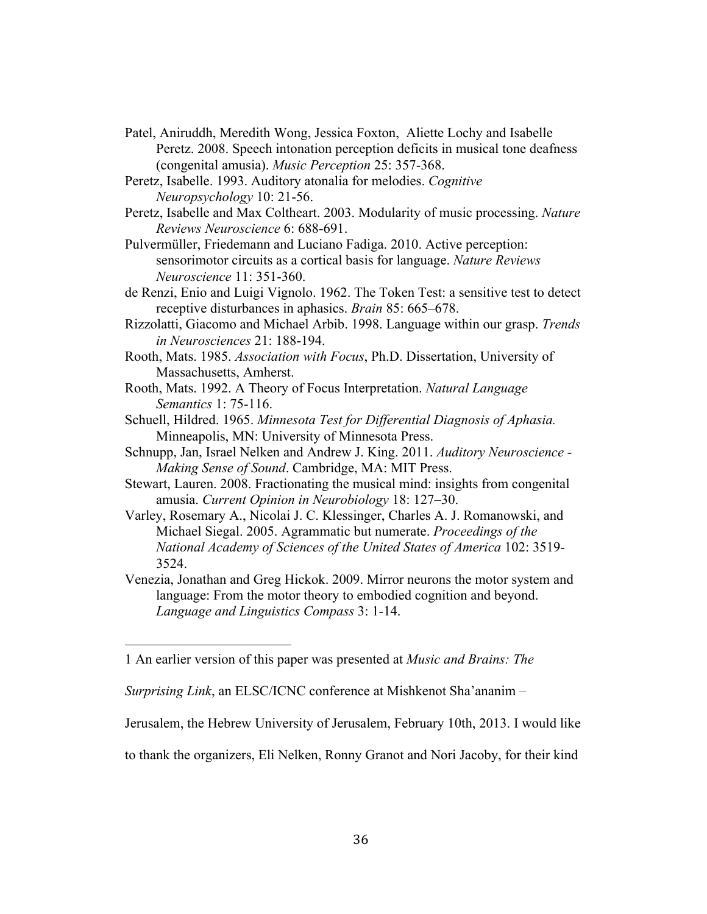Patel, Aniruddh, Meredith Wong, Jessica Foxton, Aliette Lochy and Isabelle Peretz. 2008. Speech intonation perception deficits in musical tone deafness (congenital amusia). *Music Perception* 25: 357-368.

Peretz, Isabelle. 1993. Auditory atonalia for melodies. *Cognitive Neuropsychology* 10: 21-56.

Peretz, Isabelle and Max Coltheart. 2003. Modularity of music processing. *Nature Reviews Neuroscience* 6: 688-691.

Pulvermüller, Friedemann and Luciano Fadiga. 2010. Active perception: sensorimotor circuits as a cortical basis for language. *Nature Reviews Neuroscience* 11: 351-360.

de Renzi, Enio and Luigi Vignolo. 1962. The Token Test: a sensitive test to detect receptive disturbances in aphasics. *Brain* 85: 665–678.

Rizzolatti, Giacomo and Michael Arbib. 1998. Language within our grasp. *Trends in Neurosciences* 21: 188-194.

Rooth, Mats. 1985. *Association with Focus*, Ph.D. Dissertation, University of Massachusetts, Amherst.

Rooth, Mats. 1992. A Theory of Focus Interpretation. *Natural Language Semantics* 1: 75-116.

Schuell, Hildred. 1965. *Minnesota Test for Differential Diagnosis of Aphasia.* Minneapolis, MN: University of Minnesota Press.

Schnupp, Jan, Israel Nelken and Andrew J. King. 2011. *Auditory Neuroscience - Making Sense of Sound*. Cambridge, MA: MIT Press.

Stewart, Lauren. 2008. Fractionating the musical mind: insights from congenital amusia. *Current Opinion in Neurobiology* 18: 127–30.

Varley, Rosemary A., Nicolai J. C. Klessinger, Charles A. J. Romanowski, and Michael Siegal. 2005. Agrammatic but numerate. *Proceedings of the National Academy of Sciences of the United States of America* 102: 3519-3524.

Venezia, Jonathan and Greg Hickok. 2009. Mirror neurons the motor system and language: From the motor theory to embodied cognition and beyond. *Language and Linguistics Compass* 3: 1-14.

---

1 An earlier version of this paper was presented at *Music and Brains: The Surprising Link*, an ELSC/ICNC conference at Mishkenot Sha'ananim – Jerusalem, the Hebrew University of Jerusalem, February 10th, 2013. I would like to thank the organizers, Eli Nelken, Ronny Granot and Nori Jacoby, for their kind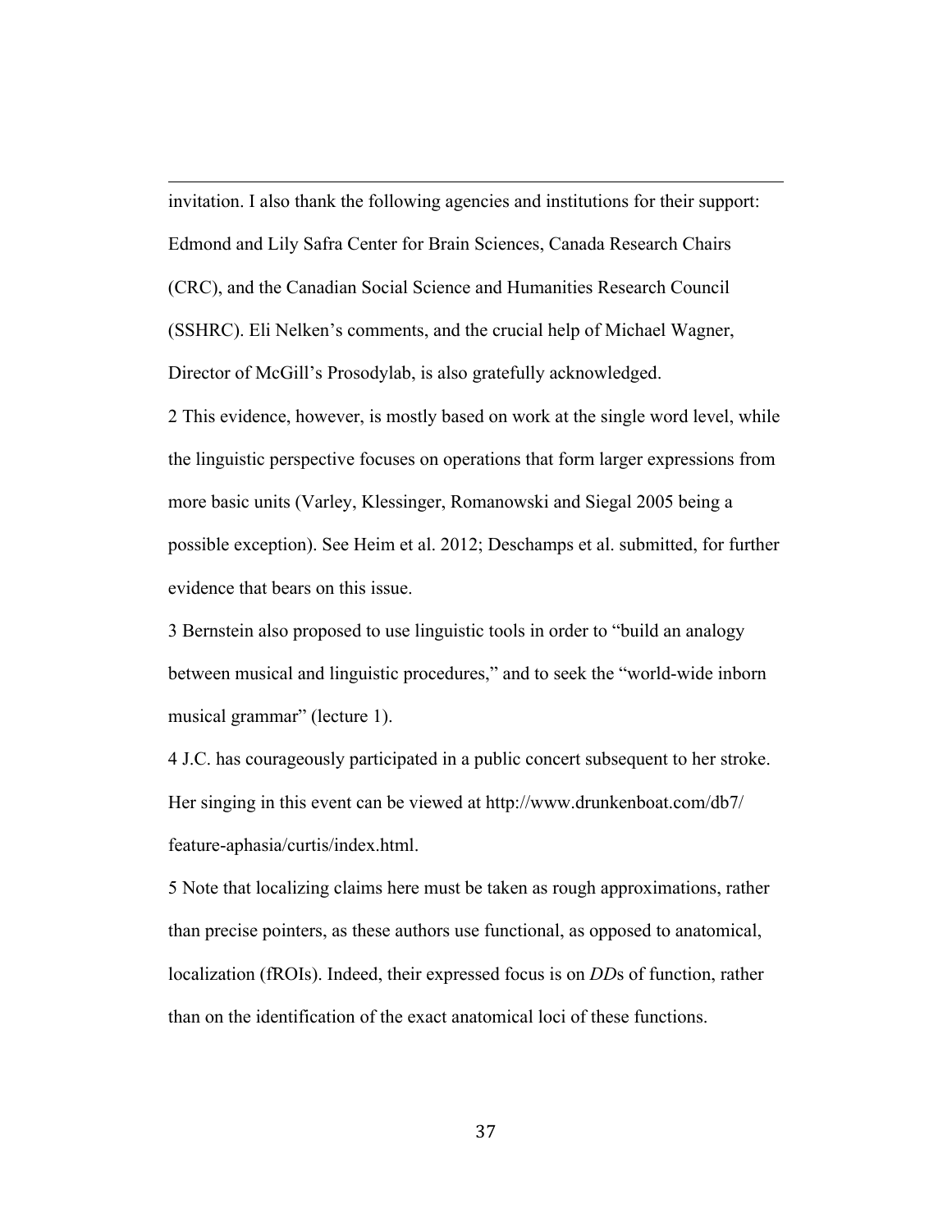invitation. I also thank the following agencies and institutions for their support: Edmond and Lily Safra Center for Brain Sciences, Canada Research Chairs (CRC), and the Canadian Social Science and Humanities Research Council (SSHRC). Eli Nelken's comments, and the crucial help of Michael Wagner, Director of McGill's Prosodylab, is also gratefully acknowledged.

2 This evidence, however, is mostly based on work at the single word level, while the linguistic perspective focuses on operations that form larger expressions from more basic units (Varley, Klessinger, Romanowski and Siegal 2005 being a possible exception). See Heim et al. 2012; Deschamps et al. submitted, for further evidence that bears on this issue.

3 Bernstein also proposed to use linguistic tools in order to "build an analogy between musical and linguistic procedures," and to seek the "world-wide inborn musical grammar" (lecture 1).

4 J.C. has courageously participated in a public concert subsequent to her stroke. Her singing in this event can be viewed at http://www.drunkenboat.com/db7/feature-aphasia/curtis/index.html.

5 Note that localizing claims here must be taken as rough approximations, rather than precise pointers, as these authors use functional, as opposed to anatomical, localization (fROIs). Indeed, their expressed focus is on *DD*s of function, rather than on the identification of the exact anatomical loci of these functions.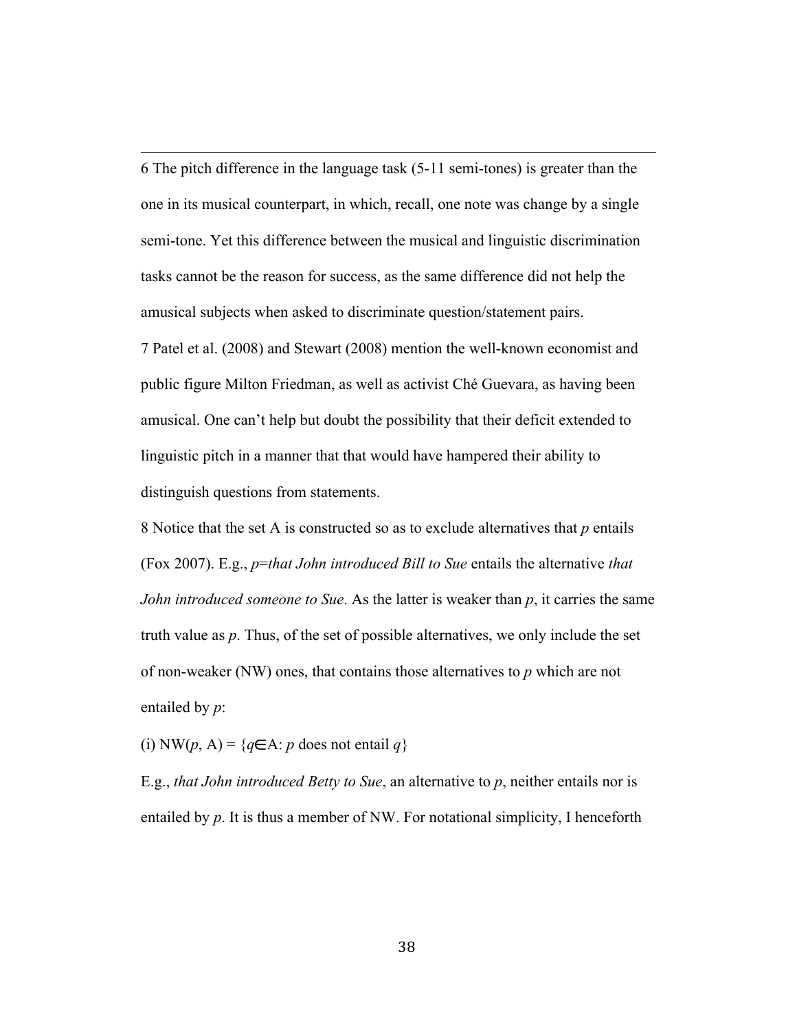---

6 The pitch difference in the language task (5-11 semi-tones) is greater than the one in its musical counterpart, in which, recall, one note was change by a single semi-tone. Yet this difference between the musical and linguistic discrimination tasks cannot be the reason for success, as the same difference did not help the amusical subjects when asked to discriminate question/statement pairs.

7 Patel et al. (2008) and Stewart (2008) mention the well-known economist and public figure Milton Friedman, as well as activist Ché Guevara, as having been amusical. One can't help but doubt the possibility that their deficit extended to linguistic pitch in a manner that that would have hampered their ability to distinguish questions from statements.

8 Notice that the set A is constructed so as to exclude alternatives that *p* entails (Fox 2007). E.g., *p*=*that John introduced Bill to Sue* entails the alternative *that John introduced someone to Sue*. As the latter is weaker than *p*, it carries the same truth value as *p*. Thus, of the set of possible alternatives, we only include the set of non-weaker (NW) ones, that contains those alternatives to *p* which are not entailed by *p*:

(i) NW($p$, A) = $\{q \in$ A: $p$ does not entail $q\}$

E.g., *that John introduced Betty to Sue*, an alternative to *p*, neither entails nor is entailed by *p*. It is thus a member of NW. For notational simplicity, I henceforth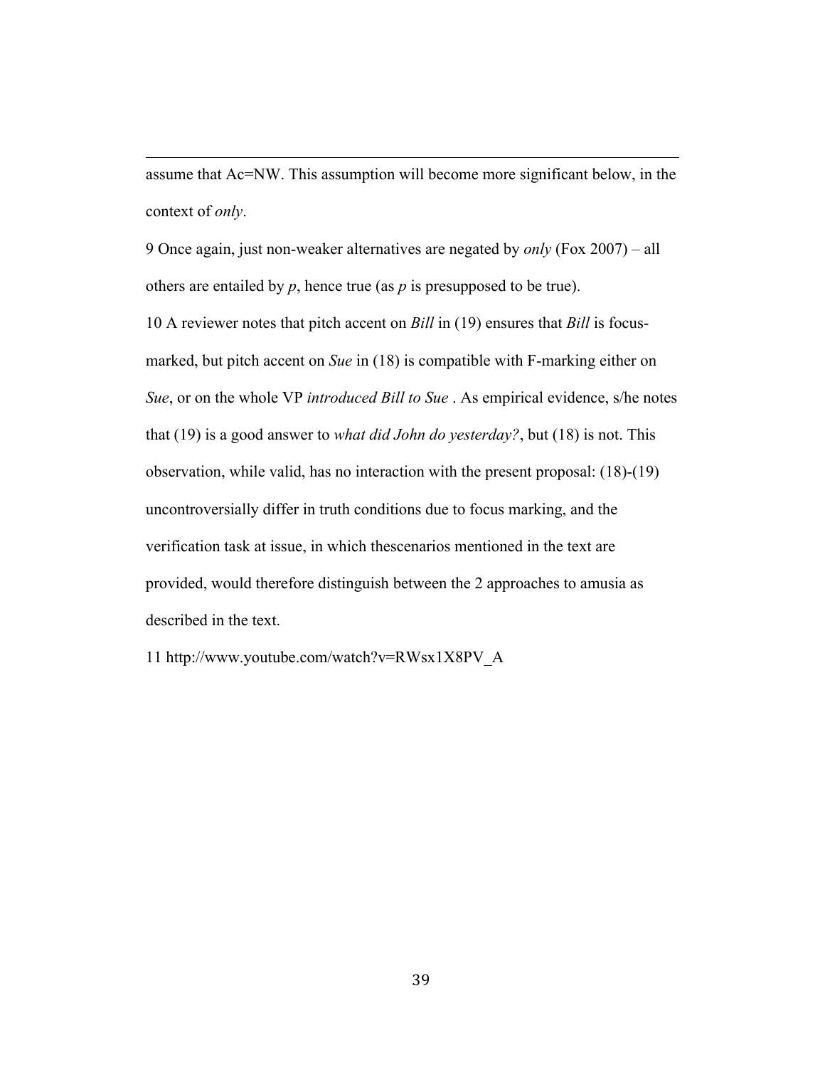assume that Ac=NW. This assumption will become more significant below, in the context of *only*.

9 Once again, just non-weaker alternatives are negated by *only* (Fox 2007) – all others are entailed by *p*, hence true (as *p* is presupposed to be true).

10 A reviewer notes that pitch accent on *Bill* in (19) ensures that *Bill* is focus-marked, but pitch accent on *Sue* in (18) is compatible with F-marking either on *Sue*, or on the whole VP *introduced Bill to Sue* . As empirical evidence, s/he notes that (19) is a good answer to *what did John do yesterday?*, but (18) is not. This observation, while valid, has no interaction with the present proposal: (18)-(19) uncontroversially differ in truth conditions due to focus marking, and the verification task at issue, in which thescenarios mentioned in the text are provided, would therefore distinguish between the 2 approaches to amusia as described in the text.

11 http://www.youtube.com/watch?v=RWsx1X8PV_A